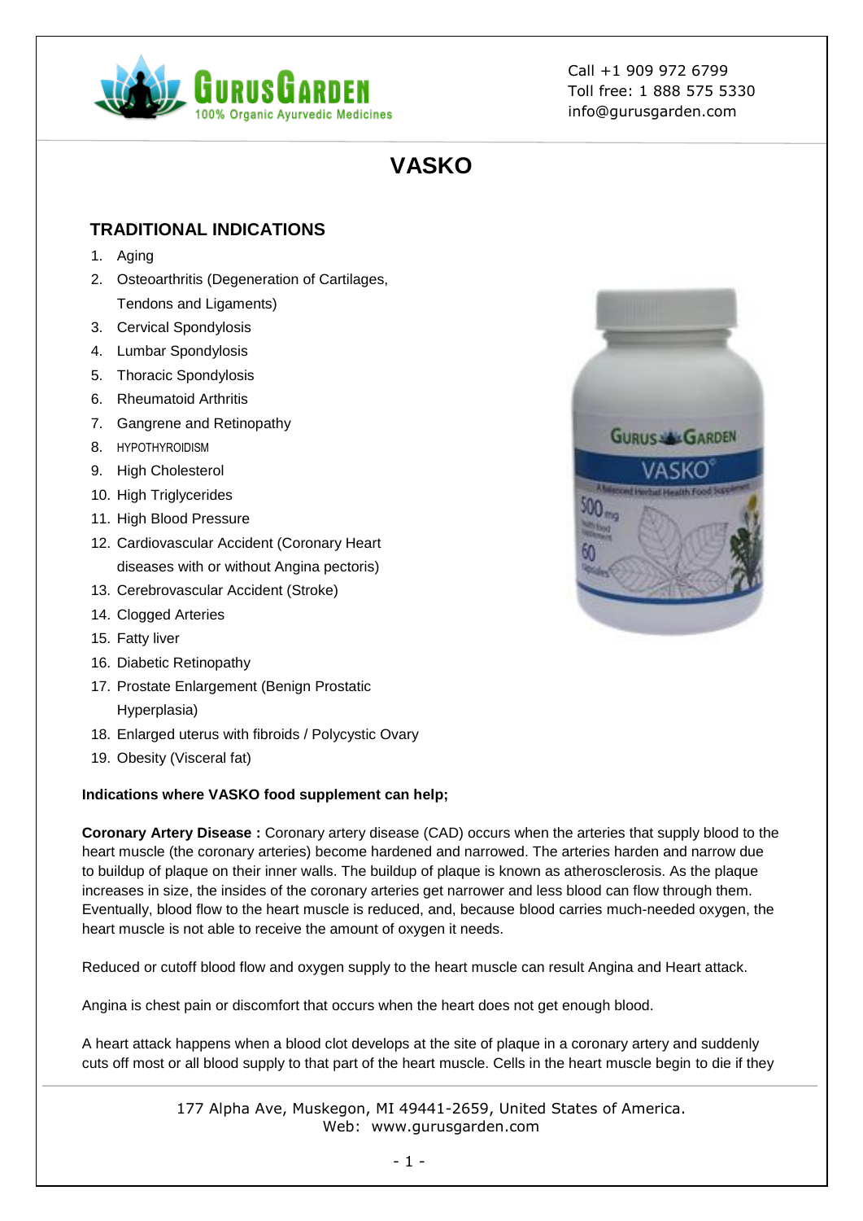# VASKO

## TRADITIONAL INDICATIONS

1. Aging
2. Osteoarthritis (Degeneration of Cartilages, Tendons and Ligaments)
3. Cervical Spondylosis
4. Lumbar Spondylosis
5. Thoracic Spondylosis
6. Rheumatoid Arthritis
7. Gangrene and Retinopathy
8. HYPOTHYROIDISM
9. High Cholesterol
10. High Triglycerides
11. High Blood Pressure
12. Cardiovascular Accident (Coronary Heart diseases with or without Angina pectoris)
13. Cerebrovascular Accident (Stroke)
14. Clogged Arteries
15. Fatty liver
16. Diabetic Retinopathy
17. Prostate Enlargement (Benign Prostatic Hyperplasia)
18. Enlarged uterus with fibroids / Polycystic Ovary
19. Obesity (Visceral fat)

**Indications where VASKO food supplement can help;**

**Coronary Artery Disease :** Coronary artery disease (CAD) occurs when the arteries that supply blood to the heart muscle (the coronary arteries) become hardened and narrowed. The arteries harden and narrow due to buildup of plaque on their inner walls. The buildup of plaque is known as atherosclerosis. As the plaque increases in size, the insides of the coronary arteries get narrower and less blood can flow through them. Eventually, blood flow to the heart muscle is reduced, and, because blood carries much-needed oxygen, the heart muscle is not able to receive the amount of oxygen it needs.

Reduced or cutoff blood flow and oxygen supply to the heart muscle can result Angina and Heart attack.

Angina is chest pain or discomfort that occurs when the heart does not get enough blood.

A heart attack happens when a blood clot develops at the site of plaque in a coronary artery and suddenly cuts off most or all blood supply to that part of the heart muscle. Cells in the heart muscle begin to die if they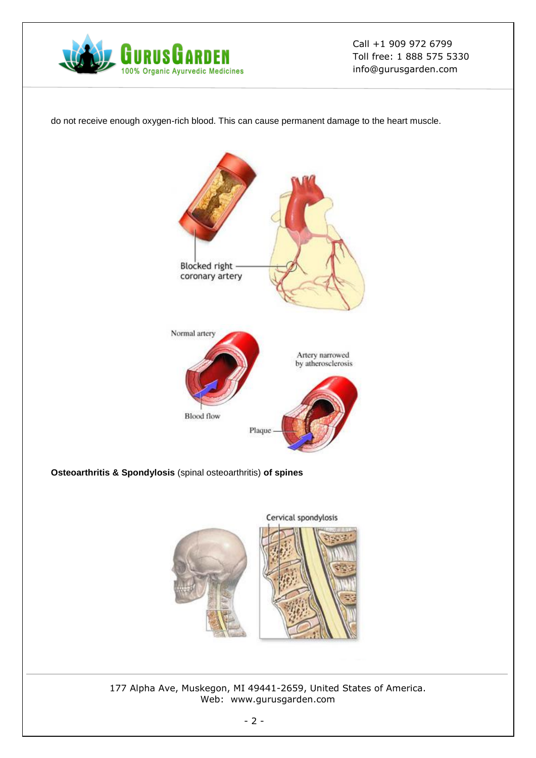do not receive enough oxygen-rich blood. This can cause permanent damage to the heart muscle.

**Osteoarthritis & Spondylosis** (spinal osteoarthritis) **of spines**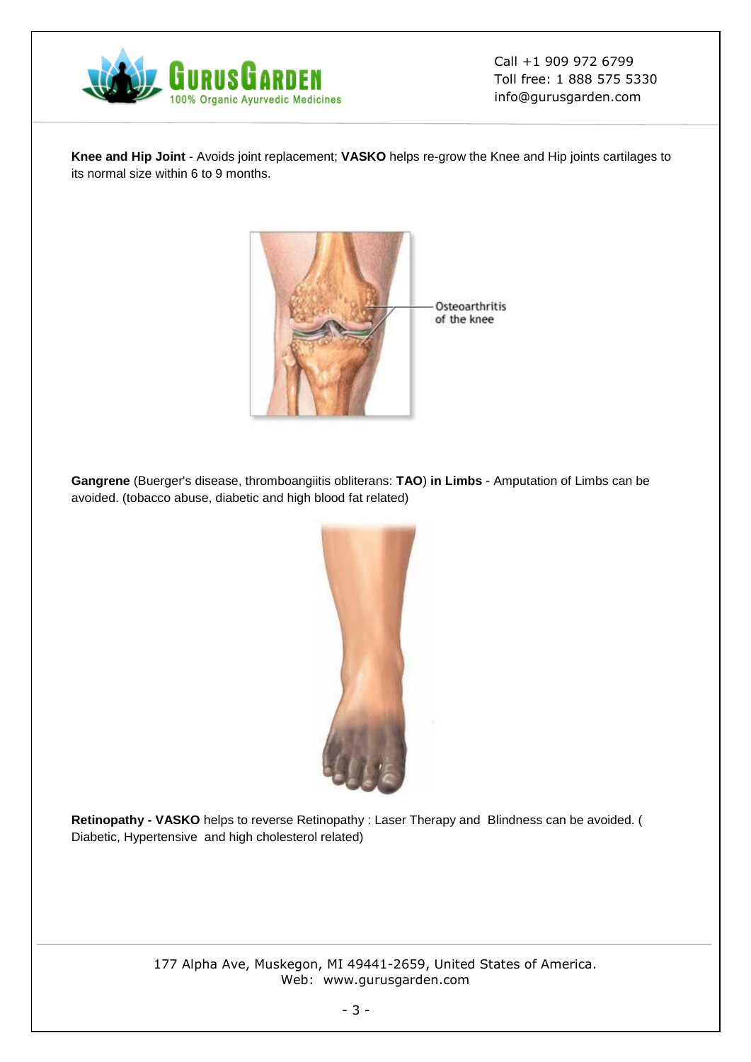**Knee and Hip Joint** - Avoids joint replacement; **VASKO** helps re-grow the Knee and Hip joints cartilages to its normal size within 6 to 9 months.

Osteoarthritis of the knee

**Gangrene** (Buerger's disease, thromboangiitis obliterans: **TAO**) **in Limbs** - Amputation of Limbs can be avoided. (tobacco abuse, diabetic and high blood fat related)

**Retinopathy - VASKO** helps to reverse Retinopathy : Laser Therapy and Blindness can be avoided. ( Diabetic, Hypertensive and high cholesterol related)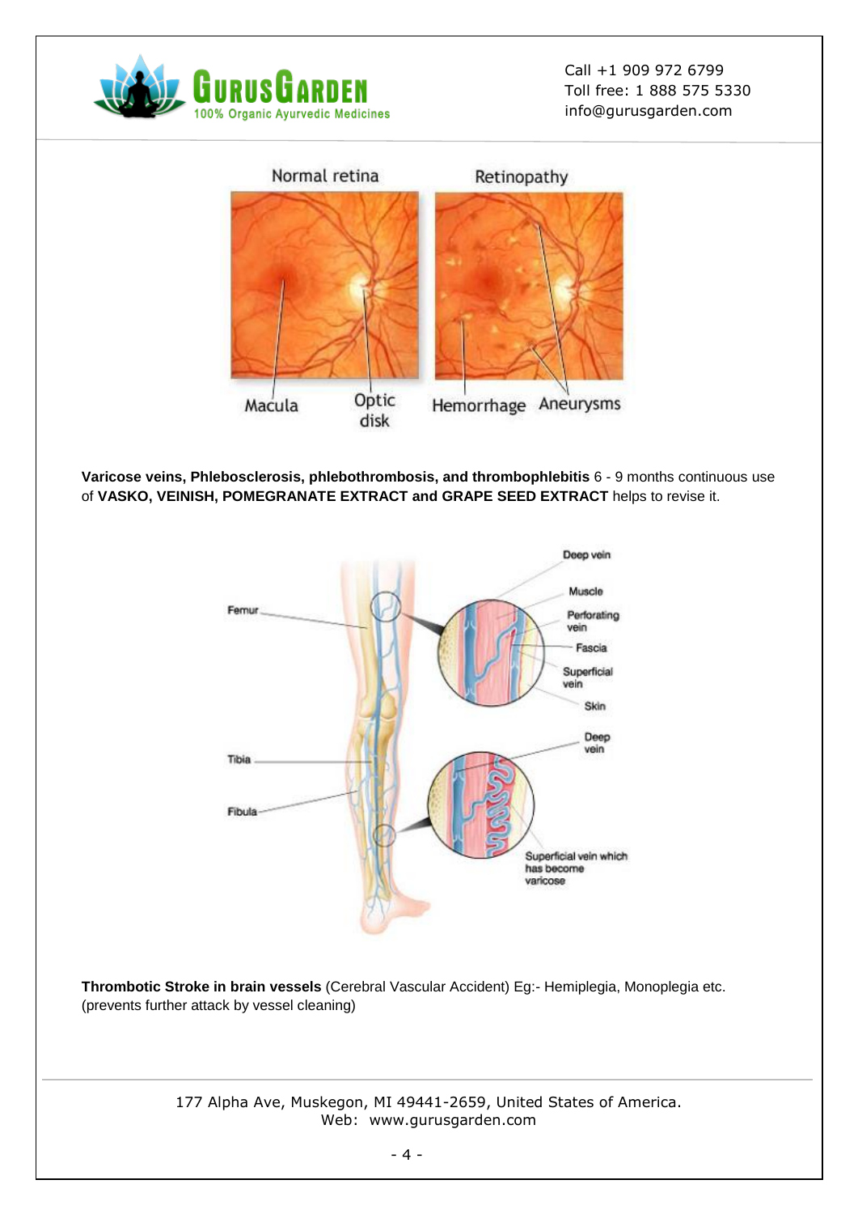**Varicose veins, Phlebosclerosis, phlebothrombosis, and thrombophlebitis** 6 - 9 months continuous use of **VASKO, VEINISH, POMEGRANATE EXTRACT and GRAPE SEED EXTRACT** helps to revise it.

**Thrombotic Stroke in brain vessels** (Cerebral Vascular Accident) Eg:- Hemiplegia, Monoplegia etc. (prevents further attack by vessel cleaning)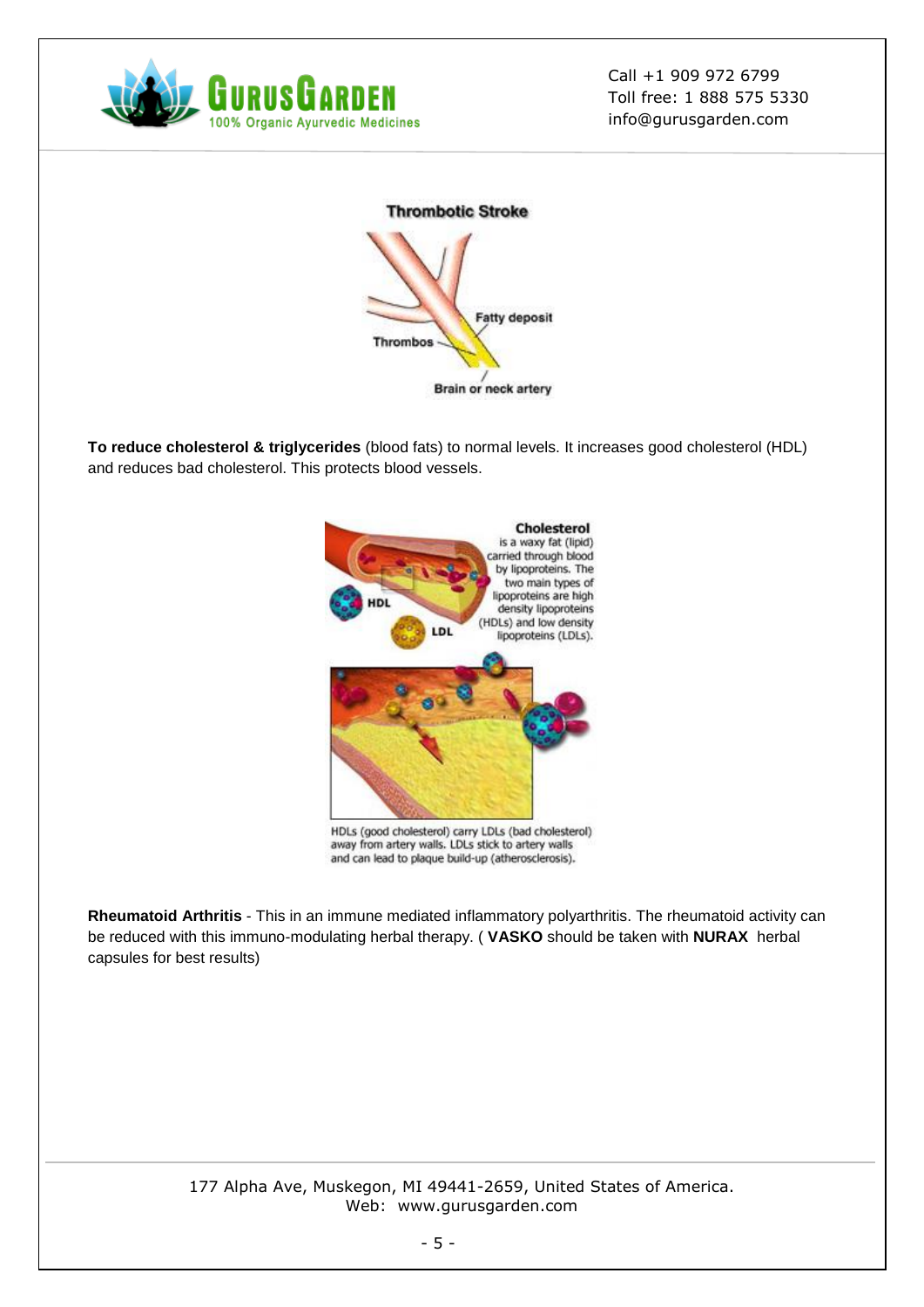**To reduce cholesterol & triglycerides** (blood fats) to normal levels. It increases good cholesterol (HDL) and reduces bad cholesterol. This protects blood vessels.

**Rheumatoid Arthritis** - This in an immune mediated inflammatory polyarthritis. The rheumatoid activity can be reduced with this immuno-modulating herbal therapy. ( **VASKO** should be taken with **NURAX** herbal capsules for best results)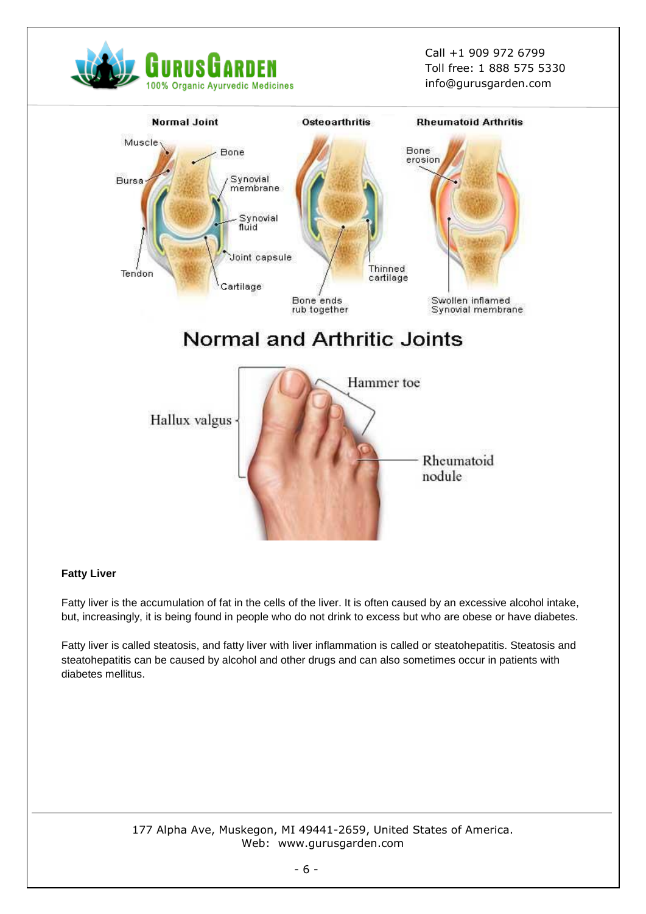## Normal and Arthritic Joints

**Fatty Liver**

Fatty liver is the accumulation of fat in the cells of the liver. It is often caused by an excessive alcohol intake, but, increasingly, it is being found in people who do not drink to excess but who are obese or have diabetes.

Fatty liver is called steatosis, and fatty liver with liver inflammation is called or steatohepatitis. Steatosis and steatohepatitis can be caused by alcohol and other drugs and can also sometimes occur in patients with diabetes mellitus.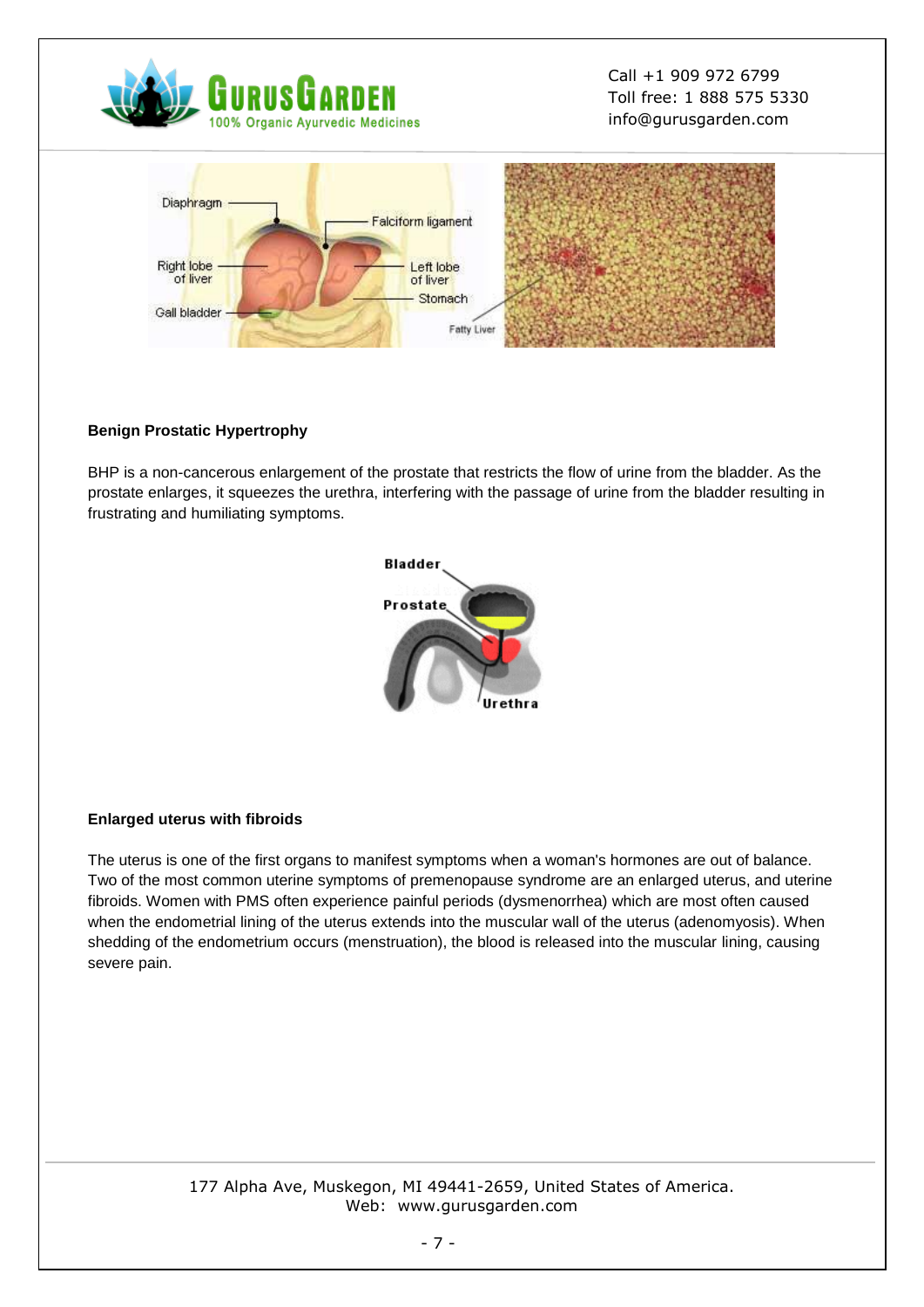### Benign Prostatic Hypertrophy

BHP is a non-cancerous enlargement of the prostate that restricts the flow of urine from the bladder. As the prostate enlarges, it squeezes the urethra, interfering with the passage of urine from the bladder resulting in frustrating and humiliating symptoms.

### Enlarged uterus with fibroids

The uterus is one of the first organs to manifest symptoms when a woman's hormones are out of balance. Two of the most common uterine symptoms of premenopause syndrome are an enlarged uterus, and uterine fibroids. Women with PMS often experience painful periods (dysmenorrhea) which are most often caused when the endometrial lining of the uterus extends into the muscular wall of the uterus (adenomyosis). When shedding of the endometrium occurs (menstruation), the blood is released into the muscular lining, causing severe pain.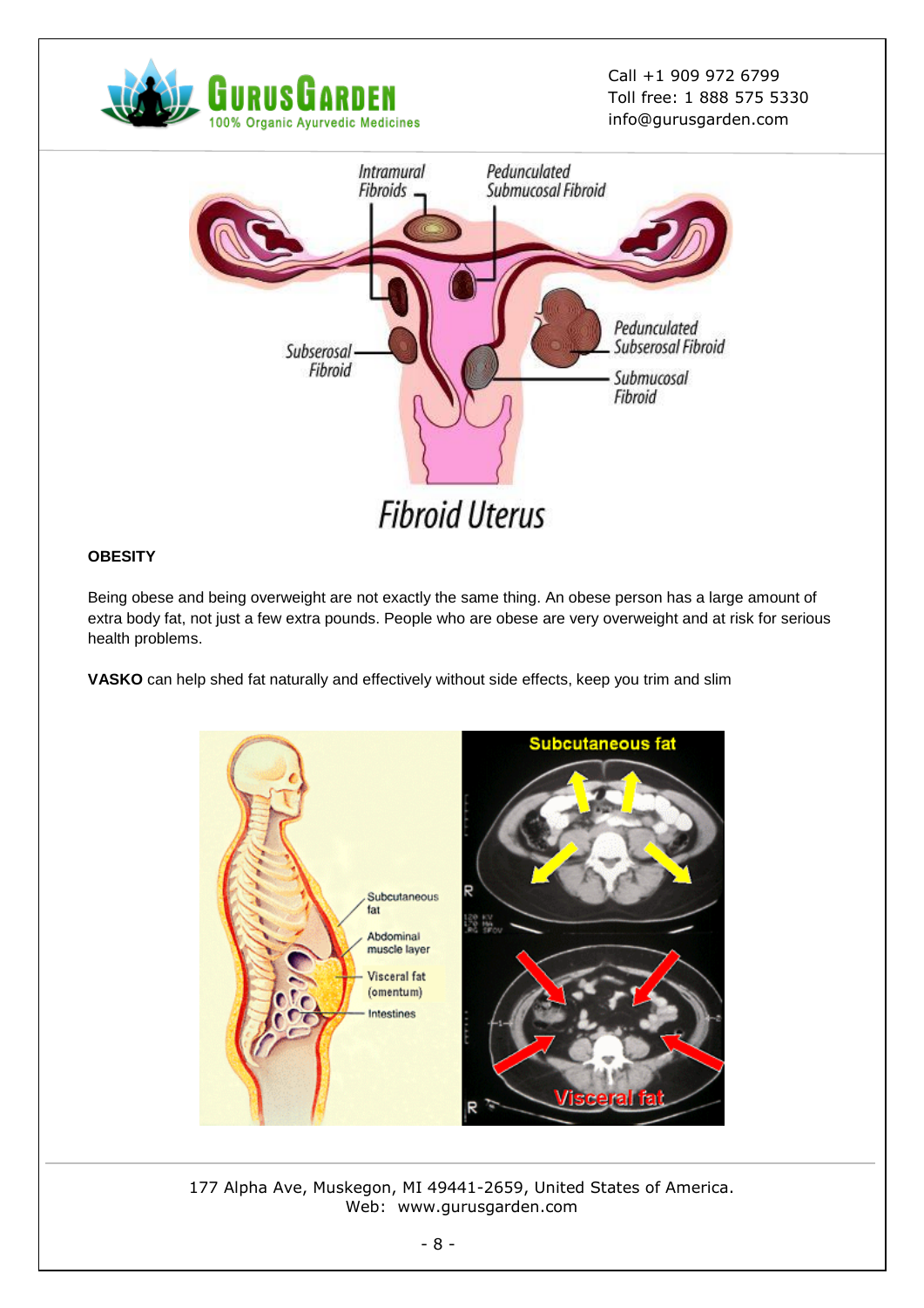## OBESITY

Being obese and being overweight are not exactly the same thing. An obese person has a large amount of extra body fat, not just a few extra pounds. People who are obese are very overweight and at risk for serious health problems.

**VASKO** can help shed fat naturally and effectively without side effects, keep you trim and slim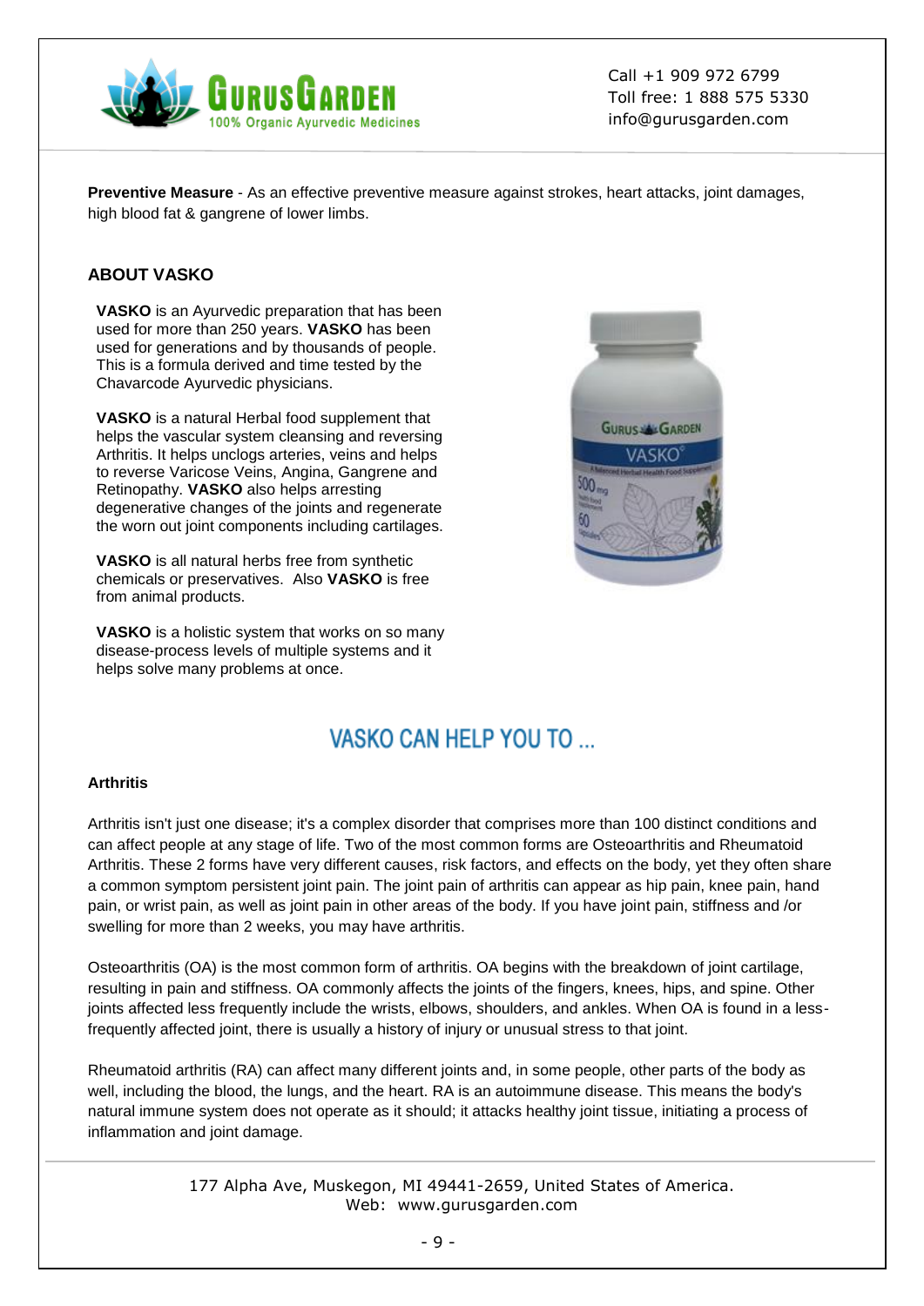**Preventive Measure** - As an effective preventive measure against strokes, heart attacks, joint damages, high blood fat & gangrene of lower limbs.

## ABOUT VASKO

**VASKO** is an Ayurvedic preparation that has been used for more than 250 years. **VASKO** has been used for generations and by thousands of people. This is a formula derived and time tested by the Chavarcode Ayurvedic physicians.

**VASKO** is a natural Herbal food supplement that helps the vascular system cleansing and reversing Arthritis. It helps unclogs arteries, veins and helps to reverse Varicose Veins, Angina, Gangrene and Retinopathy. **VASKO** also helps arresting degenerative changes of the joints and regenerate the worn out joint components including cartilages.

**VASKO** is all natural herbs free from synthetic chemicals or preservatives. Also **VASKO** is free from animal products.

**VASKO** is a holistic system that works on so many disease-process levels of multiple systems and it helps solve many problems at once.

## VASKO CAN HELP YOU TO ...

### Arthritis

Arthritis isn't just one disease; it's a complex disorder that comprises more than 100 distinct conditions and can affect people at any stage of life. Two of the most common forms are Osteoarthritis and Rheumatoid Arthritis. These 2 forms have very different causes, risk factors, and effects on the body, yet they often share a common symptom persistent joint pain. The joint pain of arthritis can appear as hip pain, knee pain, hand pain, or wrist pain, as well as joint pain in other areas of the body. If you have joint pain, stiffness and /or swelling for more than 2 weeks, you may have arthritis.

Osteoarthritis (OA) is the most common form of arthritis. OA begins with the breakdown of joint cartilage, resulting in pain and stiffness. OA commonly affects the joints of the fingers, knees, hips, and spine. Other joints affected less frequently include the wrists, elbows, shoulders, and ankles. When OA is found in a less-frequently affected joint, there is usually a history of injury or unusual stress to that joint.

Rheumatoid arthritis (RA) can affect many different joints and, in some people, other parts of the body as well, including the blood, the lungs, and the heart. RA is an autoimmune disease. This means the body's natural immune system does not operate as it should; it attacks healthy joint tissue, initiating a process of inflammation and joint damage.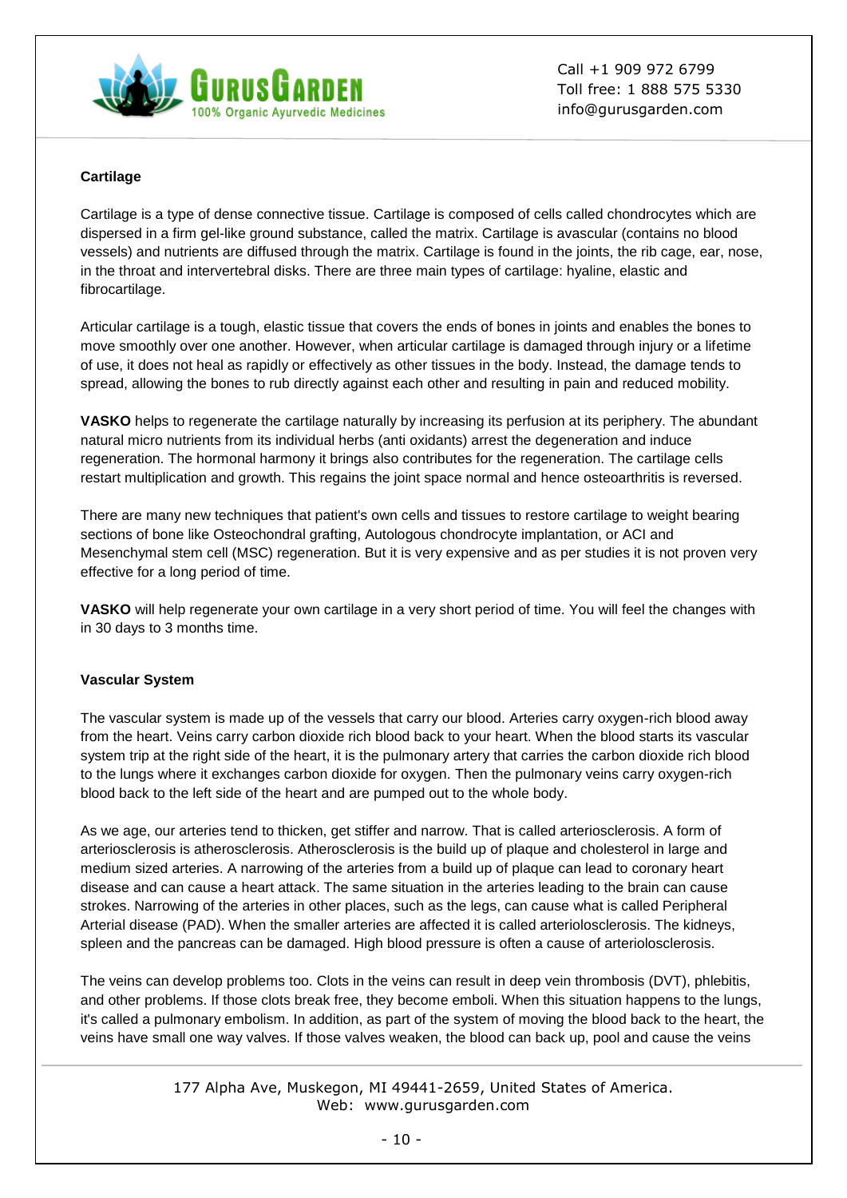### Cartilage

Cartilage is a type of dense connective tissue. Cartilage is composed of cells called chondrocytes which are dispersed in a firm gel-like ground substance, called the matrix. Cartilage is avascular (contains no blood vessels) and nutrients are diffused through the matrix. Cartilage is found in the joints, the rib cage, ear, nose, in the throat and intervertebral disks. There are three main types of cartilage: hyaline, elastic and fibrocartilage.

Articular cartilage is a tough, elastic tissue that covers the ends of bones in joints and enables the bones to move smoothly over one another. However, when articular cartilage is damaged through injury or a lifetime of use, it does not heal as rapidly or effectively as other tissues in the body. Instead, the damage tends to spread, allowing the bones to rub directly against each other and resulting in pain and reduced mobility.

**VASKO** helps to regenerate the cartilage naturally by increasing its perfusion at its periphery. The abundant natural micro nutrients from its individual herbs (anti oxidants) arrest the degeneration and induce regeneration. The hormonal harmony it brings also contributes for the regeneration. The cartilage cells restart multiplication and growth. This regains the joint space normal and hence osteoarthritis is reversed.

There are many new techniques that patient's own cells and tissues to restore cartilage to weight bearing sections of bone like Osteochondral grafting, Autologous chondrocyte implantation, or ACI and Mesenchymal stem cell (MSC) regeneration. But it is very expensive and as per studies it is not proven very effective for a long period of time.

**VASKO** will help regenerate your own cartilage in a very short period of time. You will feel the changes with in 30 days to 3 months time.

### Vascular System

The vascular system is made up of the vessels that carry our blood. Arteries carry oxygen-rich blood away from the heart. Veins carry carbon dioxide rich blood back to your heart. When the blood starts its vascular system trip at the right side of the heart, it is the pulmonary artery that carries the carbon dioxide rich blood to the lungs where it exchanges carbon dioxide for oxygen. Then the pulmonary veins carry oxygen-rich blood back to the left side of the heart and are pumped out to the whole body.

As we age, our arteries tend to thicken, get stiffer and narrow. That is called arteriosclerosis. A form of arteriosclerosis is atherosclerosis. Atherosclerosis is the build up of plaque and cholesterol in large and medium sized arteries. A narrowing of the arteries from a build up of plaque can lead to coronary heart disease and can cause a heart attack. The same situation in the arteries leading to the brain can cause strokes. Narrowing of the arteries in other places, such as the legs, can cause what is called Peripheral Arterial disease (PAD). When the smaller arteries are affected it is called arteriolosclerosis. The kidneys, spleen and the pancreas can be damaged. High blood pressure is often a cause of arteriolosclerosis.

The veins can develop problems too. Clots in the veins can result in deep vein thrombosis (DVT), phlebitis, and other problems. If those clots break free, they become emboli. When this situation happens to the lungs, it's called a pulmonary embolism. In addition, as part of the system of moving the blood back to the heart, the veins have small one way valves. If those valves weaken, the blood can back up, pool and cause the veins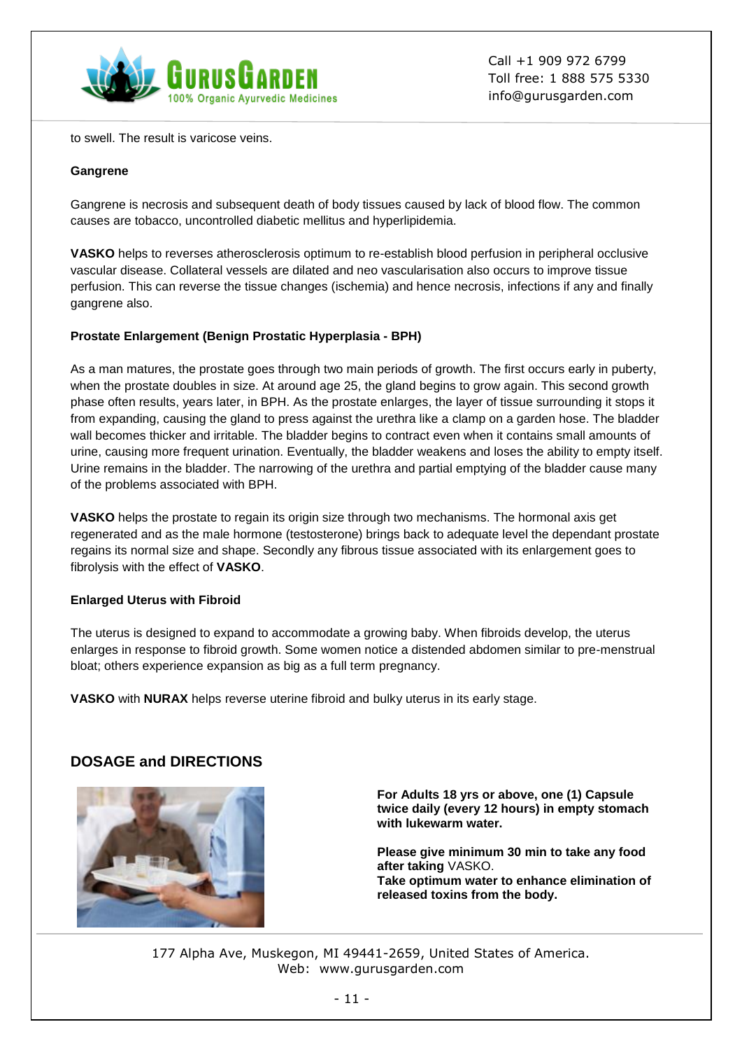to swell. The result is varicose veins.

**Gangrene**

Gangrene is necrosis and subsequent death of body tissues caused by lack of blood flow. The common causes are tobacco, uncontrolled diabetic mellitus and hyperlipidemia.

**VASKO** helps to reverses atherosclerosis optimum to re-establish blood perfusion in peripheral occlusive vascular disease. Collateral vessels are dilated and neo vascularisation also occurs to improve tissue perfusion. This can reverse the tissue changes (ischemia) and hence necrosis, infections if any and finally gangrene also.

**Prostate Enlargement (Benign Prostatic Hyperplasia - BPH)**

As a man matures, the prostate goes through two main periods of growth. The first occurs early in puberty, when the prostate doubles in size. At around age 25, the gland begins to grow again. This second growth phase often results, years later, in BPH. As the prostate enlarges, the layer of tissue surrounding it stops it from expanding, causing the gland to press against the urethra like a clamp on a garden hose. The bladder wall becomes thicker and irritable. The bladder begins to contract even when it contains small amounts of urine, causing more frequent urination. Eventually, the bladder weakens and loses the ability to empty itself. Urine remains in the bladder. The narrowing of the urethra and partial emptying of the bladder cause many of the problems associated with BPH.

**VASKO** helps the prostate to regain its origin size through two mechanisms. The hormonal axis get regenerated and as the male hormone (testosterone) brings back to adequate level the dependant prostate regains its normal size and shape. Secondly any fibrous tissue associated with its enlargement goes to fibrolysis with the effect of **VASKO**.

**Enlarged Uterus with Fibroid**

The uterus is designed to expand to accommodate a growing baby. When fibroids develop, the uterus enlarges in response to fibroid growth. Some women notice a distended abdomen similar to pre-menstrual bloat; others experience expansion as big as a full term pregnancy.

**VASKO** with **NURAX** helps reverse uterine fibroid and bulky uterus in its early stage.

## DOSAGE and DIRECTIONS

**For Adults 18 yrs or above, one (1) Capsule twice daily (every 12 hours) in empty stomach with lukewarm water.**

**Please give minimum 30 min to take any food after taking** VASKO.
**Take optimum water to enhance elimination of released toxins from the body.**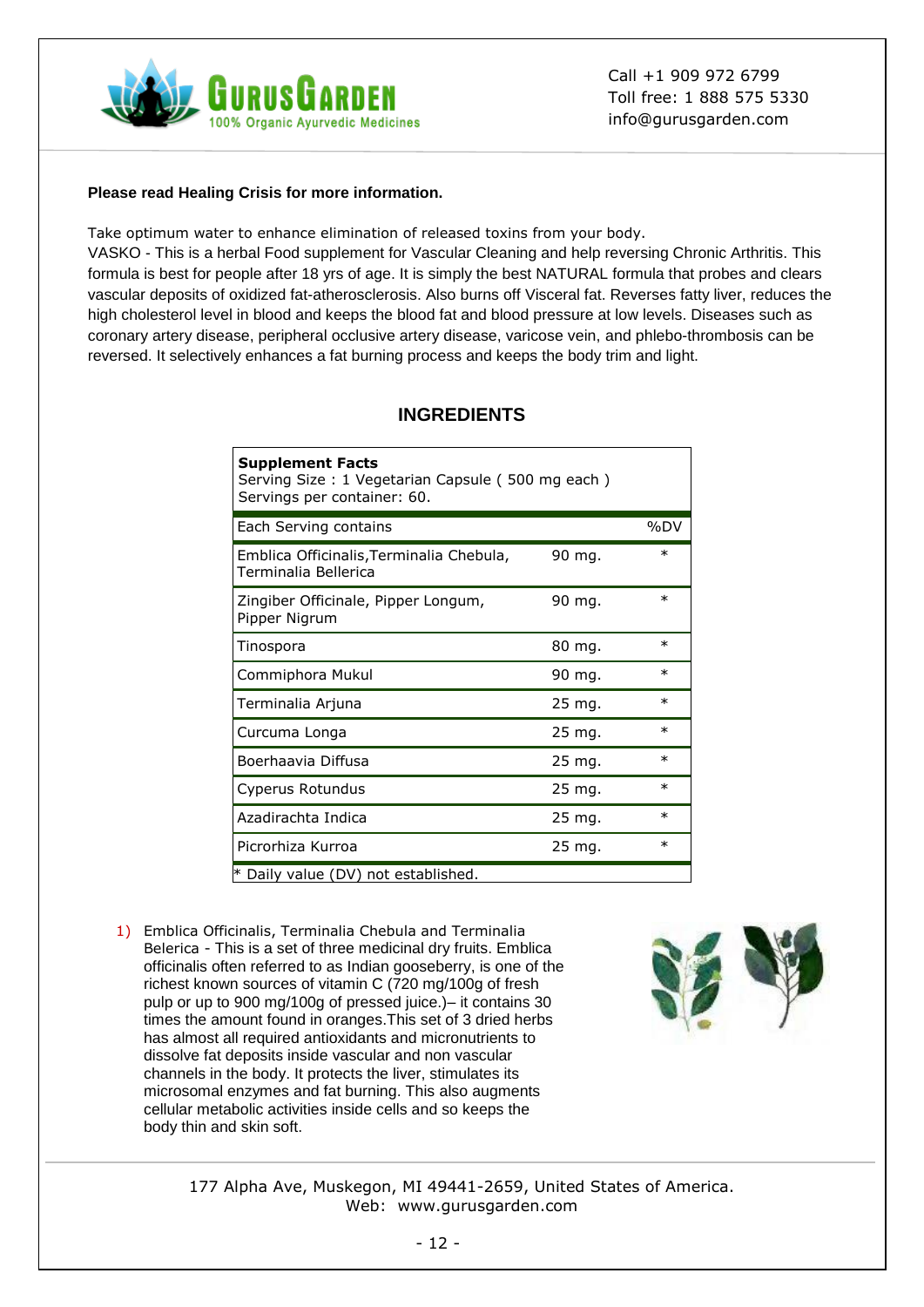**Please read Healing Crisis for more information.**

Take optimum water to enhance elimination of released toxins from your body.
VASKO - This is a herbal Food supplement for Vascular Cleaning and help reversing Chronic Arthritis. This formula is best for people after 18 yrs of age. It is simply the best NATURAL formula that probes and clears vascular deposits of oxidized fat-atherosclerosis. Also burns off Visceral fat. Reverses fatty liver, reduces the high cholesterol level in blood and keeps the blood fat and blood pressure at low levels. Diseases such as coronary artery disease, peripheral occlusive artery disease, varicose vein, and phlebo-thrombosis can be reversed. It selectively enhances a fat burning process and keeps the body trim and light.

## INGREDIENTS

**Supplement Facts**
Serving Size : 1 Vegetarian Capsule ( 500 mg each )
Servings per container: 60.

| Each Serving contains | | %DV |
|---|---|---|
| Emblica Officinalis,Terminalia Chebula, Terminalia Bellerica | 90 mg. | * |
| Zingiber Officinale, Pipper Longum, Pipper Nigrum | 90 mg. | * |
| Tinospora | 80 mg. | * |
| Commiphora Mukul | 90 mg. | * |
| Terminalia Arjuna | 25 mg. | * |
| Curcuma Longa | 25 mg. | * |
| Boerhaavia Diffusa | 25 mg. | * |
| Cyperus Rotundus | 25 mg. | * |
| Azadirachta Indica | 25 mg. | * |
| Picrorhiza Kurroa | 25 mg. | * |

* Daily value (DV) not established.

1) Emblica Officinalis, Terminalia Chebula and Terminalia Belerica - This is a set of three medicinal dry fruits. Emblica officinalis often referred to as Indian gooseberry, is one of the richest known sources of vitamin C (720 mg/100g of fresh pulp or up to 900 mg/100g of pressed juice.)– it contains 30 times the amount found in oranges.This set of 3 dried herbs has almost all required antioxidants and micronutrients to dissolve fat deposits inside vascular and non vascular channels in the body. It protects the liver, stimulates its microsomal enzymes and fat burning. This also augments cellular metabolic activities inside cells and so keeps the body thin and skin soft.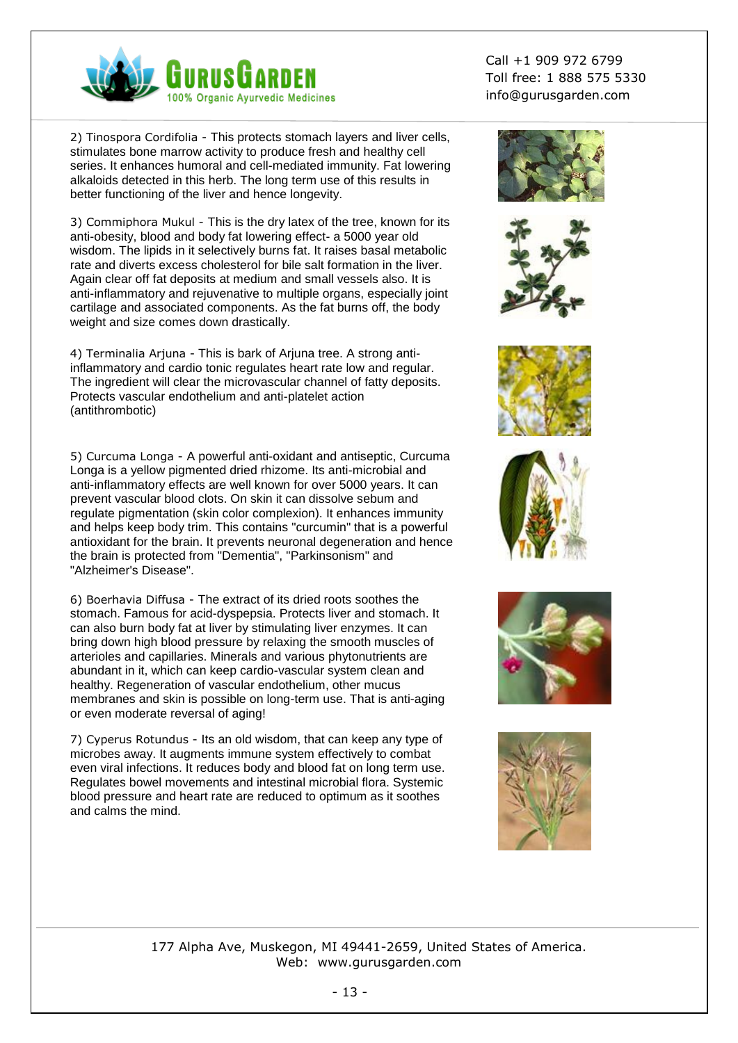2) Tinospora Cordifolia - This protects stomach layers and liver cells, stimulates bone marrow activity to produce fresh and healthy cell series. It enhances humoral and cell-mediated immunity. Fat lowering alkaloids detected in this herb. The long term use of this results in better functioning of the liver and hence longevity.

3) Commiphora Mukul - This is the dry latex of the tree, known for its anti-obesity, blood and body fat lowering effect- a 5000 year old wisdom. The lipids in it selectively burns fat. It raises basal metabolic rate and diverts excess cholesterol for bile salt formation in the liver. Again clear off fat deposits at medium and small vessels also. It is anti-inflammatory and rejuvenative to multiple organs, especially joint cartilage and associated components. As the fat burns off, the body weight and size comes down drastically.

4) Terminalia Arjuna - This is bark of Arjuna tree. A strong anti-inflammatory and cardio tonic regulates heart rate low and regular. The ingredient will clear the microvascular channel of fatty deposits. Protects vascular endothelium and anti-platelet action (antithrombotic)

5) Curcuma Longa - A powerful anti-oxidant and antiseptic, Curcuma Longa is a yellow pigmented dried rhizome. Its anti-microbial and anti-inflammatory effects are well known for over 5000 years. It can prevent vascular blood clots. On skin it can dissolve sebum and regulate pigmentation (skin color complexion). It enhances immunity and helps keep body trim. This contains "curcumin" that is a powerful antioxidant for the brain. It prevents neuronal degeneration and hence the brain is protected from "Dementia", "Parkinsonism" and "Alzheimer's Disease".

6) Boerhavia Diffusa - The extract of its dried roots soothes the stomach. Famous for acid-dyspepsia. Protects liver and stomach. It can also burn body fat at liver by stimulating liver enzymes. It can bring down high blood pressure by relaxing the smooth muscles of arterioles and capillaries. Minerals and various phytonutrients are abundant in it, which can keep cardio-vascular system clean and healthy. Regeneration of vascular endothelium, other mucus membranes and skin is possible on long-term use. That is anti-aging or even moderate reversal of aging!

7) Cyperus Rotundus - Its an old wisdom, that can keep any type of microbes away. It augments immune system effectively to combat even viral infections. It reduces body and blood fat on long term use. Regulates bowel movements and intestinal microbial flora. Systemic blood pressure and heart rate are reduced to optimum as it soothes and calms the mind.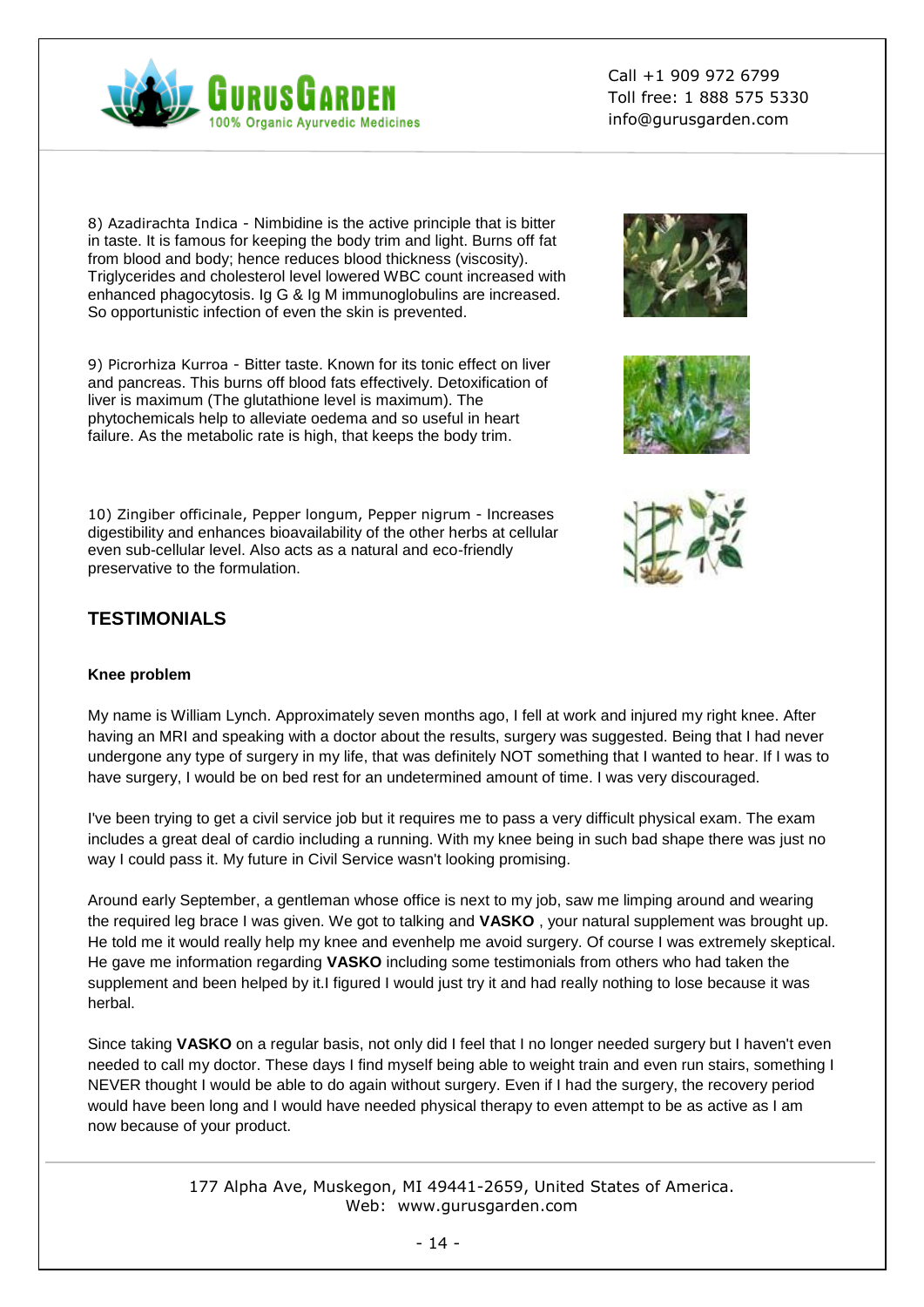8) Azadirachta Indica - Nimbidine is the active principle that is bitter in taste. It is famous for keeping the body trim and light. Burns off fat from blood and body; hence reduces blood thickness (viscosity). Triglycerides and cholesterol level lowered WBC count increased with enhanced phagocytosis. Ig G & Ig M immunoglobulins are increased. So opportunistic infection of even the skin is prevented.

9) Picrorhiza Kurroa - Bitter taste. Known for its tonic effect on liver and pancreas. This burns off blood fats effectively. Detoxification of liver is maximum (The glutathione level is maximum). The phytochemicals help to alleviate oedema and so useful in heart failure. As the metabolic rate is high, that keeps the body trim.

10) Zingiber officinale, Pepper longum, Pepper nigrum - Increases digestibility and enhances bioavailability of the other herbs at cellular even sub-cellular level. Also acts as a natural and eco-friendly preservative to the formulation.

## TESTIMONIALS

**Knee problem**

My name is William Lynch. Approximately seven months ago, I fell at work and injured my right knee. After having an MRI and speaking with a doctor about the results, surgery was suggested. Being that I had never undergone any type of surgery in my life, that was definitely NOT something that I wanted to hear. If I was to have surgery, I would be on bed rest for an undetermined amount of time. I was very discouraged.

I've been trying to get a civil service job but it requires me to pass a very difficult physical exam. The exam includes a great deal of cardio including a running. With my knee being in such bad shape there was just no way I could pass it. My future in Civil Service wasn't looking promising.

Around early September, a gentleman whose office is next to my job, saw me limping around and wearing the required leg brace I was given. We got to talking and **VASKO** , your natural supplement was brought up. He told me it would really help my knee and evenhelp me avoid surgery. Of course I was extremely skeptical. He gave me information regarding **VASKO** including some testimonials from others who had taken the supplement and been helped by it.I figured I would just try it and had really nothing to lose because it was herbal.

Since taking **VASKO** on a regular basis, not only did I feel that I no longer needed surgery but I haven't even needed to call my doctor. These days I find myself being able to weight train and even run stairs, something I NEVER thought I would be able to do again without surgery. Even if I had the surgery, the recovery period would have been long and I would have needed physical therapy to even attempt to be as active as I am now because of your product.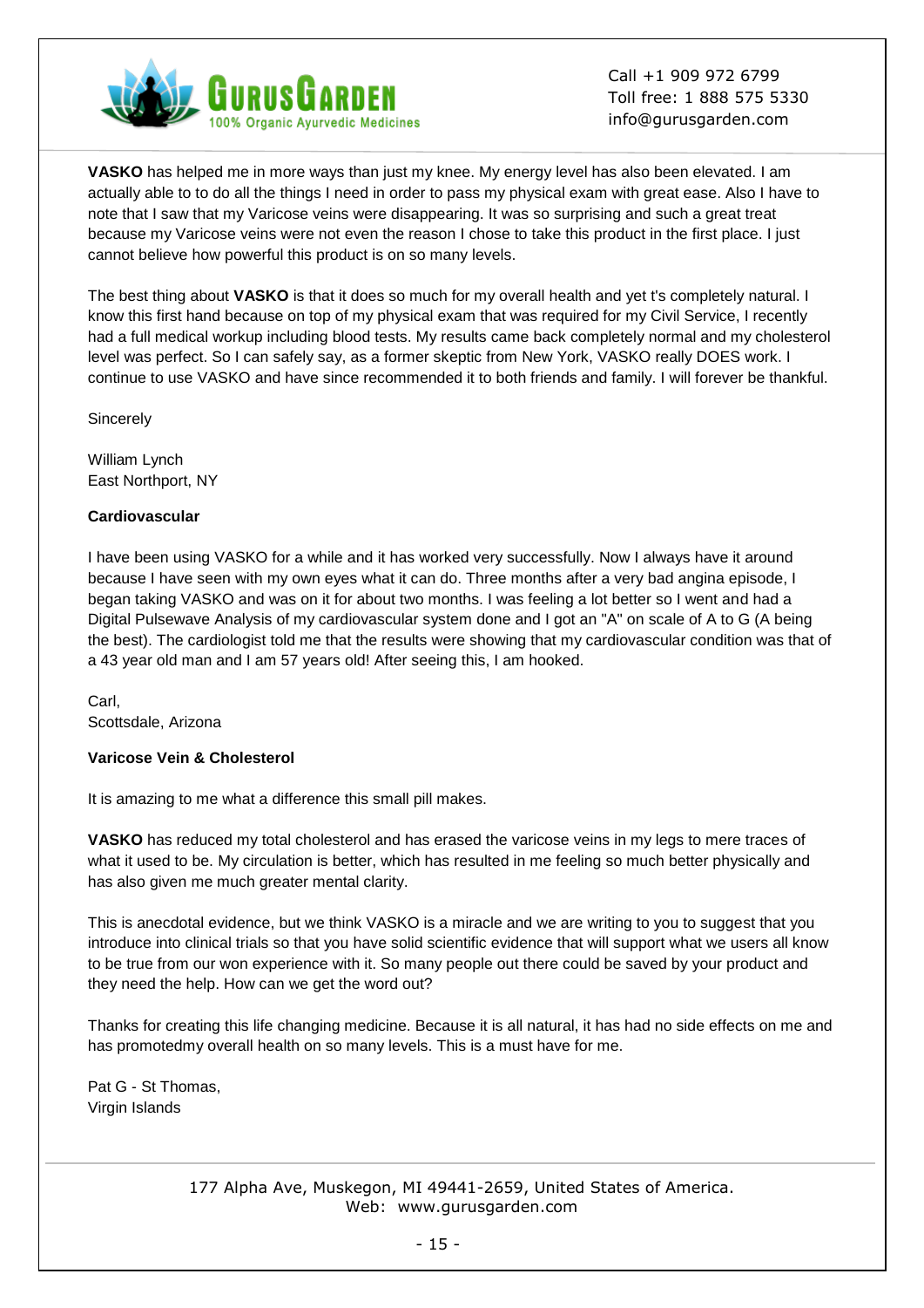**VASKO** has helped me in more ways than just my knee. My energy level has also been elevated. I am actually able to to do all the things I need in order to pass my physical exam with great ease. Also I have to note that I saw that my Varicose veins were disappearing. It was so surprising and such a great treat because my Varicose veins were not even the reason I chose to take this product in the first place. I just cannot believe how powerful this product is on so many levels.

The best thing about **VASKO** is that it does so much for my overall health and yet t's completely natural. I know this first hand because on top of my physical exam that was required for my Civil Service, I recently had a full medical workup including blood tests. My results came back completely normal and my cholesterol level was perfect. So I can safely say, as a former skeptic from New York, VASKO really DOES work. I continue to use VASKO and have since recommended it to both friends and family. I will forever be thankful.

Sincerely

William Lynch
East Northport, NY

**Cardiovascular**

I have been using VASKO for a while and it has worked very successfully. Now I always have it around because I have seen with my own eyes what it can do. Three months after a very bad angina episode, I began taking VASKO and was on it for about two months. I was feeling a lot better so I went and had a Digital Pulsewave Analysis of my cardiovascular system done and I got an "A" on scale of A to G (A being the best). The cardiologist told me that the results were showing that my cardiovascular condition was that of a 43 year old man and I am 57 years old! After seeing this, I am hooked.

Carl,
Scottsdale, Arizona

**Varicose Vein & Cholesterol**

It is amazing to me what a difference this small pill makes.

**VASKO** has reduced my total cholesterol and has erased the varicose veins in my legs to mere traces of what it used to be. My circulation is better, which has resulted in me feeling so much better physically and has also given me much greater mental clarity.

This is anecdotal evidence, but we think VASKO is a miracle and we are writing to you to suggest that you introduce into clinical trials so that you have solid scientific evidence that will support what we users all know to be true from our won experience with it. So many people out there could be saved by your product and they need the help. How can we get the word out?

Thanks for creating this life changing medicine. Because it is all natural, it has had no side effects on me and has promotedmy overall health on so many levels. This is a must have for me.

Pat G - St Thomas,
Virgin Islands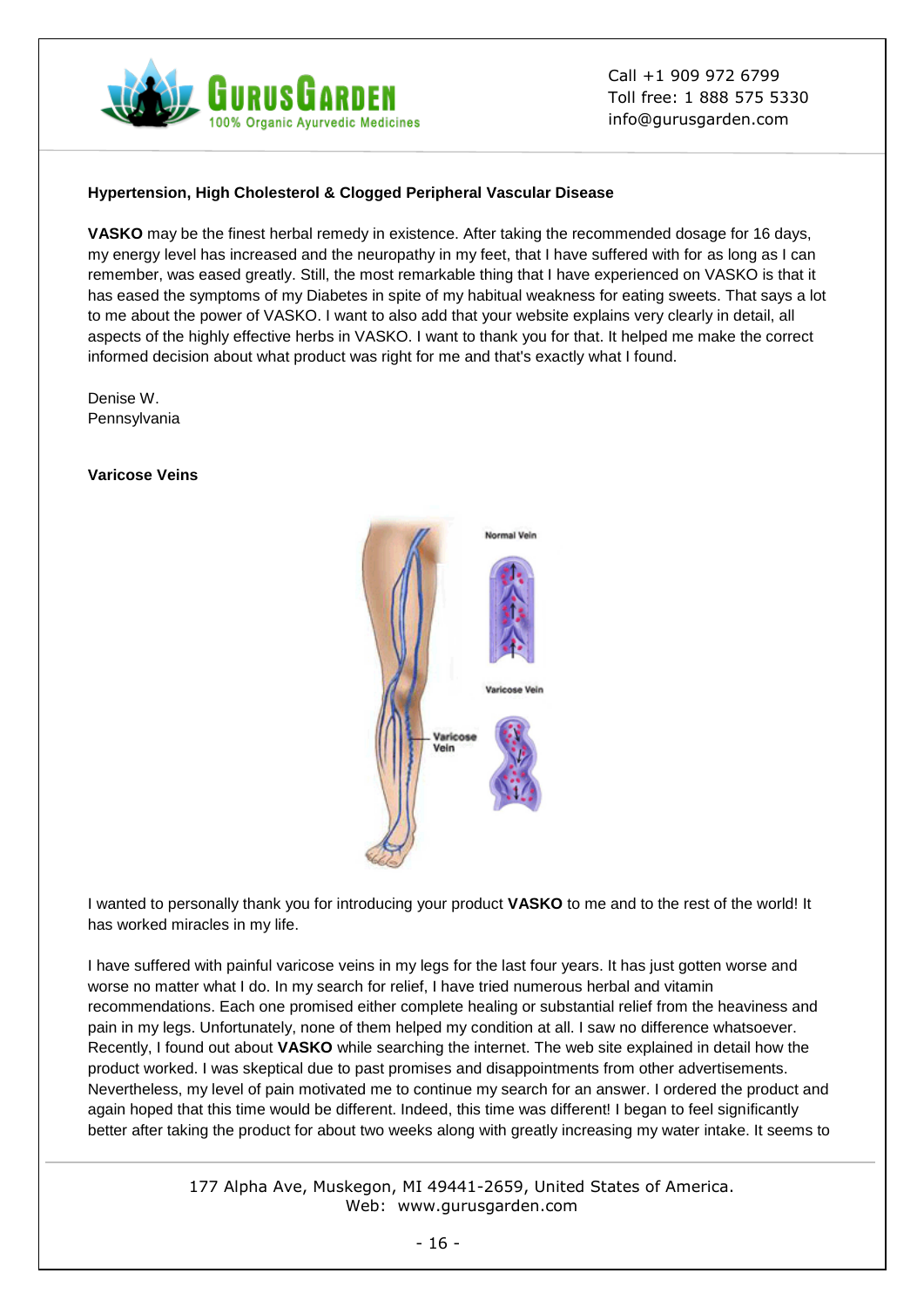### Hypertension, High Cholesterol & Clogged Peripheral Vascular Disease

**VASKO** may be the finest herbal remedy in existence. After taking the recommended dosage for 16 days, my energy level has increased and the neuropathy in my feet, that I have suffered with for as long as I can remember, was eased greatly. Still, the most remarkable thing that I have experienced on VASKO is that it has eased the symptoms of my Diabetes in spite of my habitual weakness for eating sweets. That says a lot to me about the power of VASKO. I want to also add that your website explains very clearly in detail, all aspects of the highly effective herbs in VASKO. I want to thank you for that. It helped me make the correct informed decision about what product was right for me and that's exactly what I found.

Denise W.
Pennsylvania

### Varicose Veins

I wanted to personally thank you for introducing your product **VASKO** to me and to the rest of the world! It has worked miracles in my life.

I have suffered with painful varicose veins in my legs for the last four years. It has just gotten worse and worse no matter what I do. In my search for relief, I have tried numerous herbal and vitamin recommendations. Each one promised either complete healing or substantial relief from the heaviness and pain in my legs. Unfortunately, none of them helped my condition at all. I saw no difference whatsoever. Recently, I found out about **VASKO** while searching the internet. The web site explained in detail how the product worked. I was skeptical due to past promises and disappointments from other advertisements. Nevertheless, my level of pain motivated me to continue my search for an answer. I ordered the product and again hoped that this time would be different. Indeed, this time was different! I began to feel significantly better after taking the product for about two weeks along with greatly increasing my water intake. It seems to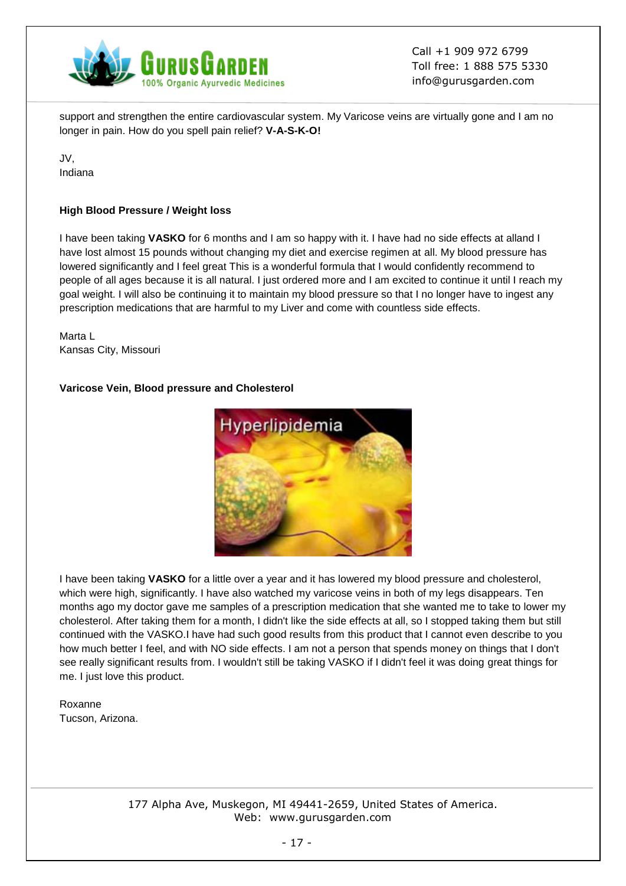support and strengthen the entire cardiovascular system. My Varicose veins are virtually gone and I am no longer in pain. How do you spell pain relief? **V-A-S-K-O!**

JV,
Indiana

**High Blood Pressure / Weight loss**

I have been taking **VASKO** for 6 months and I am so happy with it. I have had no side effects at alland I have lost almost 15 pounds without changing my diet and exercise regimen at all. My blood pressure has lowered significantly and I feel great This is a wonderful formula that I would confidently recommend to people of all ages because it is all natural. I just ordered more and I am excited to continue it until I reach my goal weight. I will also be continuing it to maintain my blood pressure so that I no longer have to ingest any prescription medications that are harmful to my Liver and come with countless side effects.

Marta L
Kansas City, Missouri

**Varicose Vein, Blood pressure and Cholesterol**

I have been taking **VASKO** for a little over a year and it has lowered my blood pressure and cholesterol, which were high, significantly. I have also watched my varicose veins in both of my legs disappears. Ten months ago my doctor gave me samples of a prescription medication that she wanted me to take to lower my cholesterol. After taking them for a month, I didn't like the side effects at all, so I stopped taking them but still continued with the VASKO.I have had such good results from this product that I cannot even describe to you how much better I feel, and with NO side effects. I am not a person that spends money on things that I don't see really significant results from. I wouldn't still be taking VASKO if I didn't feel it was doing great things for me. I just love this product.

Roxanne
Tucson, Arizona.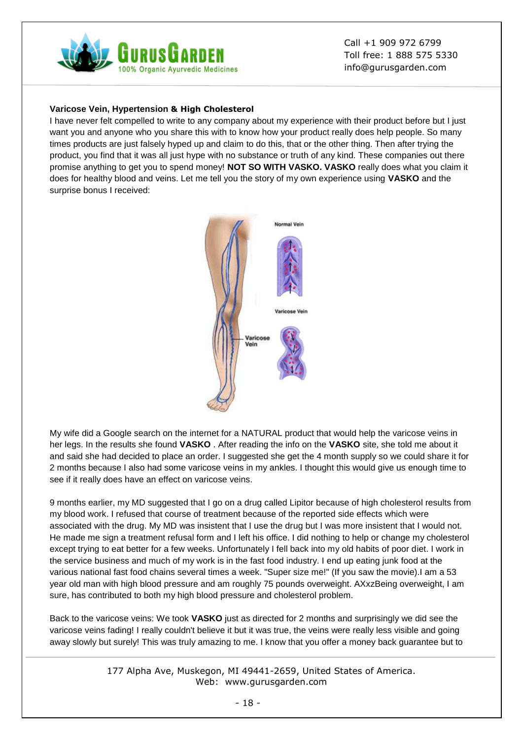**Varicose Vein, Hypertension & High Cholesterol**

I have never felt compelled to write to any company about my experience with their product before but I just want you and anyone who you share this with to know how your product really does help people. So many times products are just falsely hyped up and claim to do this, that or the other thing. Then after trying the product, you find that it was all just hype with no substance or truth of any kind. These companies out there promise anything to get you to spend money! **NOT SO WITH VASKO. VASKO** really does what you claim it does for healthy blood and veins. Let me tell you the story of my own experience using **VASKO** and the surprise bonus I received:

My wife did a Google search on the internet for a NATURAL product that would help the varicose veins in her legs. In the results she found **VASKO** . After reading the info on the **VASKO** site, she told me about it and said she had decided to place an order. I suggested she get the 4 month supply so we could share it for 2 months because I also had some varicose veins in my ankles. I thought this would give us enough time to see if it really does have an effect on varicose veins.

9 months earlier, my MD suggested that I go on a drug called Lipitor because of high cholesterol results from my blood work. I refused that course of treatment because of the reported side effects which were associated with the drug. My MD was insistent that I use the drug but I was more insistent that I would not. He made me sign a treatment refusal form and I left his office. I did nothing to help or change my cholesterol except trying to eat better for a few weeks. Unfortunately I fell back into my old habits of poor diet. I work in the service business and much of my work is in the fast food industry. I end up eating junk food at the various national fast food chains several times a week. "Super size me!" (If you saw the movie).I am a 53 year old man with high blood pressure and am roughly 75 pounds overweight. AXxzBeing overweight, I am sure, has contributed to both my high blood pressure and cholesterol problem.

Back to the varicose veins: We took **VASKO** just as directed for 2 months and surprisingly we did see the varicose veins fading! I really couldn't believe it but it was true, the veins were really less visible and going away slowly but surely! This was truly amazing to me. I know that you offer a money back guarantee but to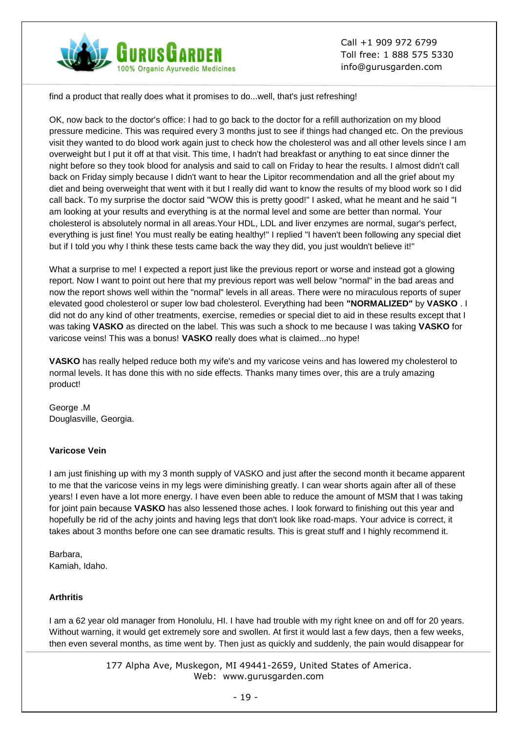find a product that really does what it promises to do...well, that's just refreshing!

OK, now back to the doctor's office: I had to go back to the doctor for a refill authorization on my blood pressure medicine. This was required every 3 months just to see if things had changed etc. On the previous visit they wanted to do blood work again just to check how the cholesterol was and all other levels since I am overweight but I put it off at that visit. This time, I hadn't had breakfast or anything to eat since dinner the night before so they took blood for analysis and said to call on Friday to hear the results. I almost didn't call back on Friday simply because I didn't want to hear the Lipitor recommendation and all the grief about my diet and being overweight that went with it but I really did want to know the results of my blood work so I did call back. To my surprise the doctor said "WOW this is pretty good!" I asked, what he meant and he said "I am looking at your results and everything is at the normal level and some are better than normal. Your cholesterol is absolutely normal in all areas.Your HDL, LDL and liver enzymes are normal, sugar's perfect, everything is just fine! You must really be eating healthy!" I replied "I haven't been following any special diet but if I told you why I think these tests came back the way they did, you just wouldn't believe it!"

What a surprise to me! I expected a report just like the previous report or worse and instead got a glowing report. Now I want to point out here that my previous report was well below "normal" in the bad areas and now the report shows well within the "normal" levels in all areas. There were no miraculous reports of super elevated good cholesterol or super low bad cholesterol. Everything had been **"NORMALIZED"** by **VASKO** . I did not do any kind of other treatments, exercise, remedies or special diet to aid in these results except that I was taking **VASKO** as directed on the label. This was such a shock to me because I was taking **VASKO** for varicose veins! This was a bonus! **VASKO** really does what is claimed...no hype!

**VASKO** has really helped reduce both my wife's and my varicose veins and has lowered my cholesterol to normal levels. It has done this with no side effects. Thanks many times over, this are a truly amazing product!

George .M
Douglasville, Georgia.

**Varicose Vein**

I am just finishing up with my 3 month supply of VASKO and just after the second month it became apparent to me that the varicose veins in my legs were diminishing greatly. I can wear shorts again after all of these years! I even have a lot more energy. I have even been able to reduce the amount of MSM that I was taking for joint pain because **VASKO** has also lessened those aches. I look forward to finishing out this year and hopefully be rid of the achy joints and having legs that don't look like road-maps. Your advice is correct, it takes about 3 months before one can see dramatic results. This is great stuff and I highly recommend it.

Barbara,
Kamiah, Idaho.

**Arthritis**

I am a 62 year old manager from Honolulu, HI. I have had trouble with my right knee on and off for 20 years. Without warning, it would get extremely sore and swollen. At first it would last a few days, then a few weeks, then even several months, as time went by. Then just as quickly and suddenly, the pain would disappear for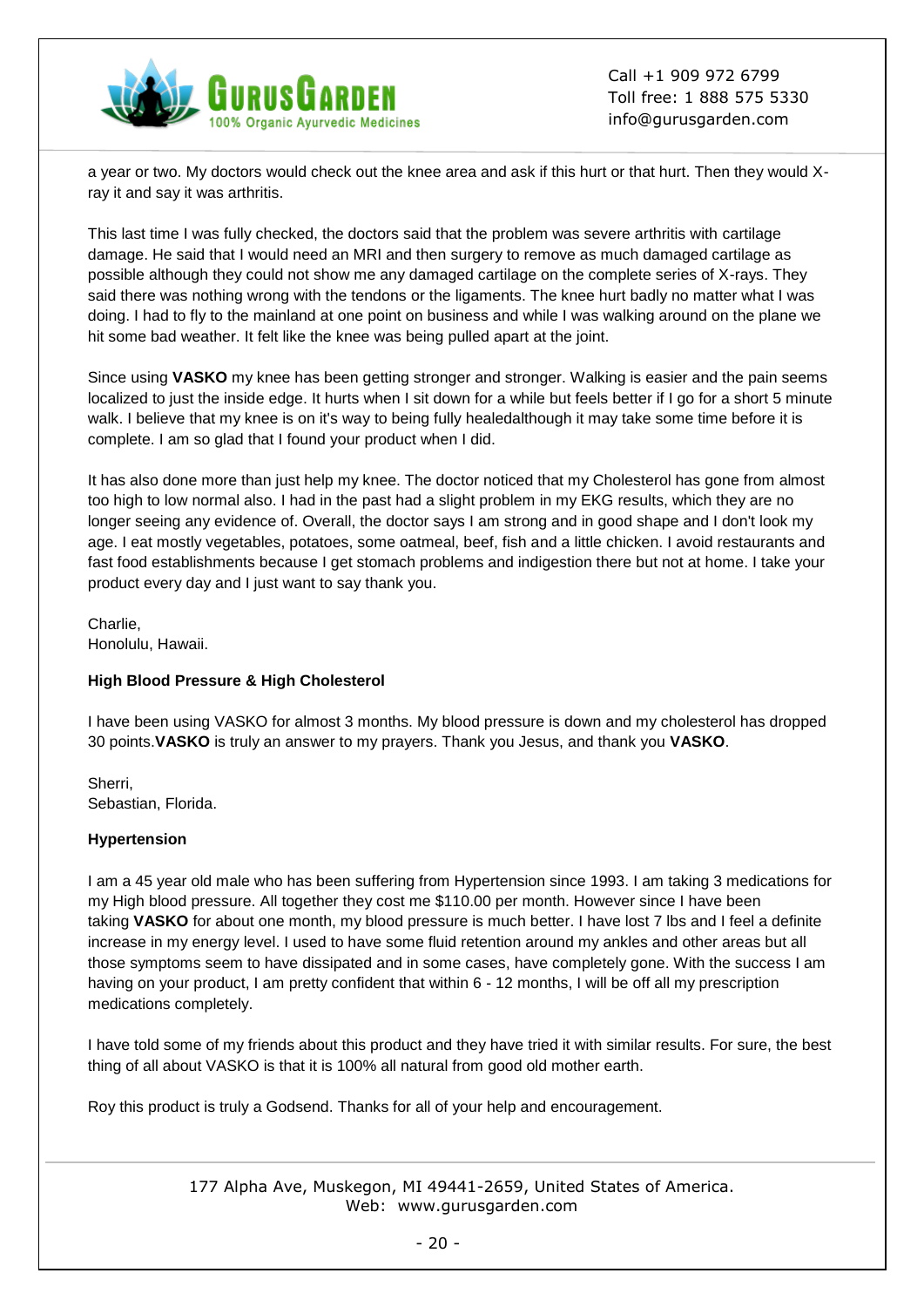a year or two. My doctors would check out the knee area and ask if this hurt or that hurt. Then they would X-ray it and say it was arthritis.

This last time I was fully checked, the doctors said that the problem was severe arthritis with cartilage damage. He said that I would need an MRI and then surgery to remove as much damaged cartilage as possible although they could not show me any damaged cartilage on the complete series of X-rays. They said there was nothing wrong with the tendons or the ligaments. The knee hurt badly no matter what I was doing. I had to fly to the mainland at one point on business and while I was walking around on the plane we hit some bad weather. It felt like the knee was being pulled apart at the joint.

Since using **VASKO** my knee has been getting stronger and stronger. Walking is easier and the pain seems localized to just the inside edge. It hurts when I sit down for a while but feels better if I go for a short 5 minute walk. I believe that my knee is on it's way to being fully healedalthough it may take some time before it is complete. I am so glad that I found your product when I did.

It has also done more than just help my knee. The doctor noticed that my Cholesterol has gone from almost too high to low normal also. I had in the past had a slight problem in my EKG results, which they are no longer seeing any evidence of. Overall, the doctor says I am strong and in good shape and I don't look my age. I eat mostly vegetables, potatoes, some oatmeal, beef, fish and a little chicken. I avoid restaurants and fast food establishments because I get stomach problems and indigestion there but not at home. I take your product every day and I just want to say thank you.

Charlie,
Honolulu, Hawaii.

**High Blood Pressure & High Cholesterol**

I have been using VASKO for almost 3 months. My blood pressure is down and my cholesterol has dropped 30 points.**VASKO** is truly an answer to my prayers. Thank you Jesus, and thank you **VASKO**.

Sherri,
Sebastian, Florida.

**Hypertension**

I am a 45 year old male who has been suffering from Hypertension since 1993. I am taking 3 medications for my High blood pressure. All together they cost me $110.00 per month. However since I have been taking **VASKO** for about one month, my blood pressure is much better. I have lost 7 lbs and I feel a definite increase in my energy level. I used to have some fluid retention around my ankles and other areas but all those symptoms seem to have dissipated and in some cases, have completely gone. With the success I am having on your product, I am pretty confident that within 6 - 12 months, I will be off all my prescription medications completely.

I have told some of my friends about this product and they have tried it with similar results. For sure, the best thing of all about VASKO is that it is 100% all natural from good old mother earth.

Roy this product is truly a Godsend. Thanks for all of your help and encouragement.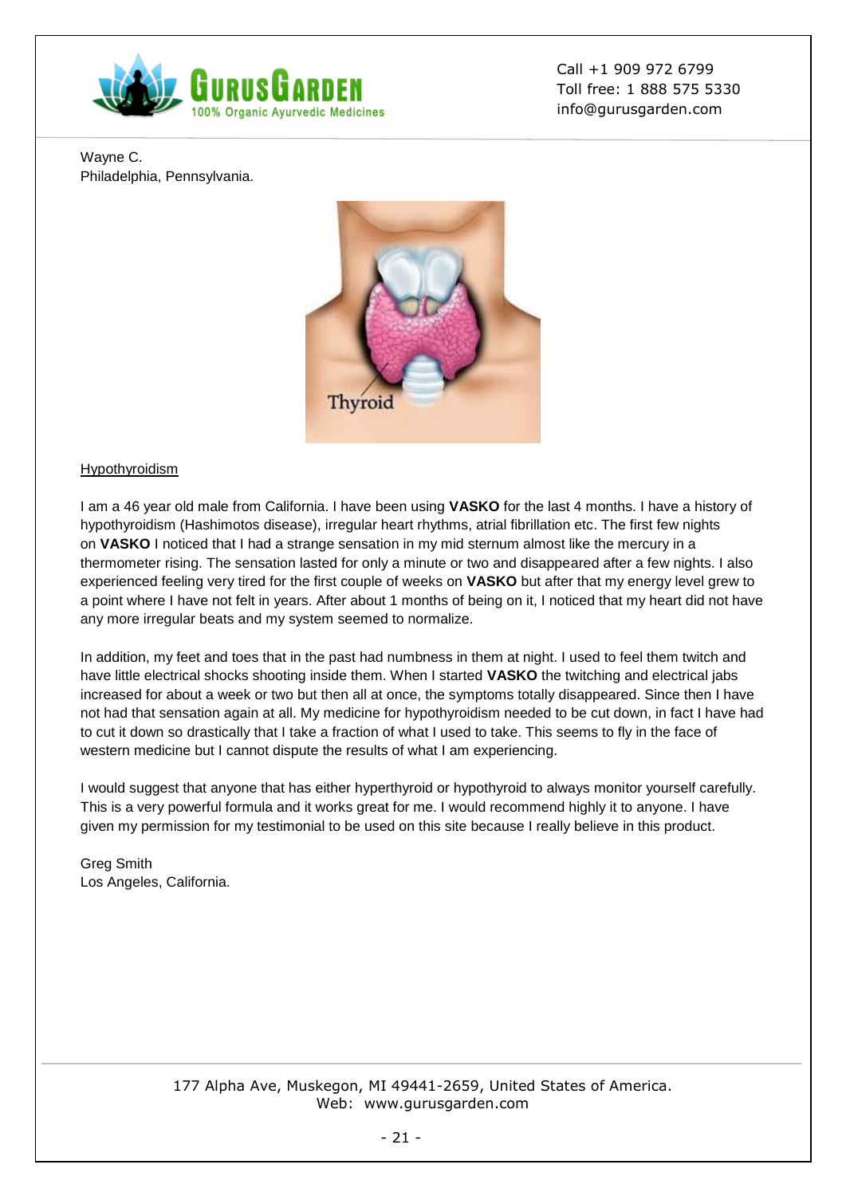Wayne C.
Philadelphia, Pennsylvania.

Hypothyroidism

I am a 46 year old male from California. I have been using **VASKO** for the last 4 months. I have a history of hypothyroidism (Hashimotos disease), irregular heart rhythms, atrial fibrillation etc. The first few nights on **VASKO** I noticed that I had a strange sensation in my mid sternum almost like the mercury in a thermometer rising. The sensation lasted for only a minute or two and disappeared after a few nights. I also experienced feeling very tired for the first couple of weeks on **VASKO** but after that my energy level grew to a point where I have not felt in years. After about 1 months of being on it, I noticed that my heart did not have any more irregular beats and my system seemed to normalize.

In addition, my feet and toes that in the past had numbness in them at night. I used to feel them twitch and have little electrical shocks shooting inside them. When I started **VASKO** the twitching and electrical jabs increased for about a week or two but then all at once, the symptoms totally disappeared. Since then I have not had that sensation again at all. My medicine for hypothyroidism needed to be cut down, in fact I have had to cut it down so drastically that I take a fraction of what I used to take. This seems to fly in the face of western medicine but I cannot dispute the results of what I am experiencing.

I would suggest that anyone that has either hyperthyroid or hypothyroid to always monitor yourself carefully. This is a very powerful formula and it works great for me. I would recommend highly it to anyone. I have given my permission for my testimonial to be used on this site because I really believe in this product.

Greg Smith
Los Angeles, California.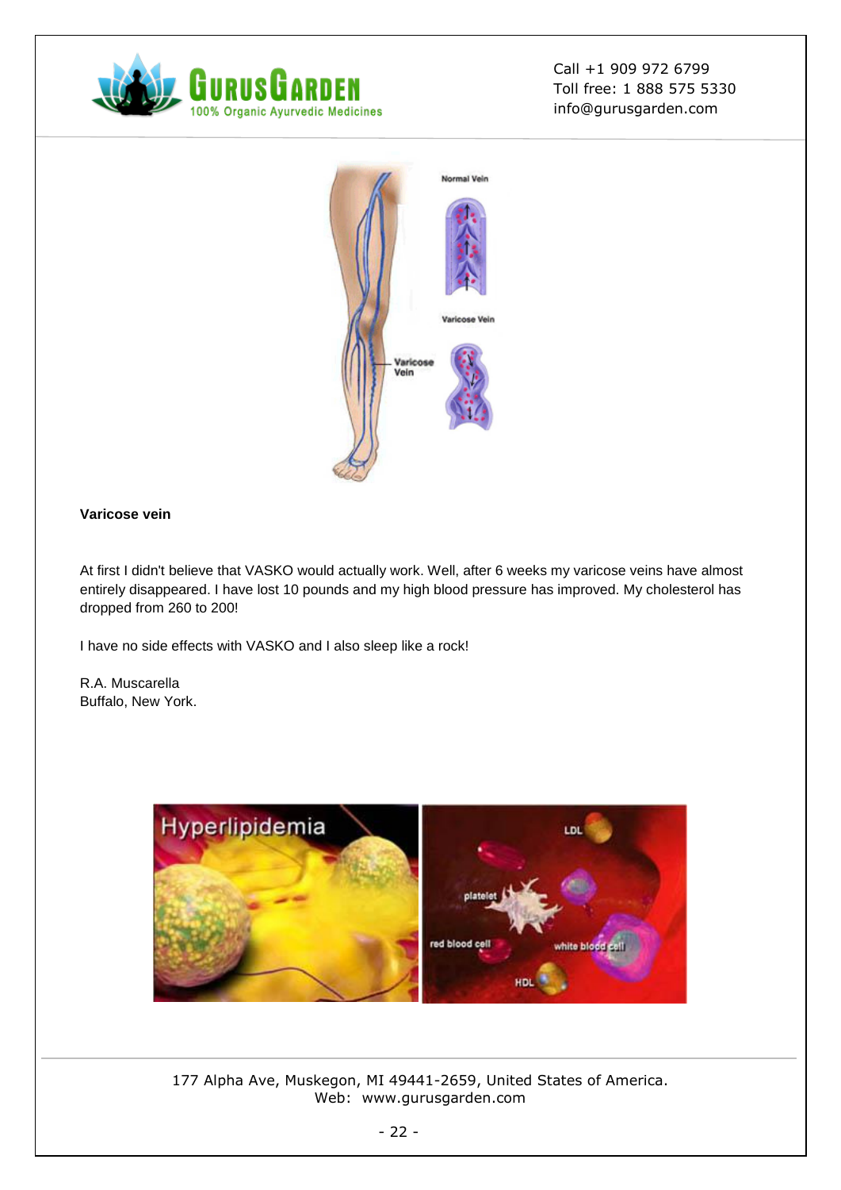**Varicose vein**

At first I didn't believe that VASKO would actually work. Well, after 6 weeks my varicose veins have almost entirely disappeared. I have lost 10 pounds and my high blood pressure has improved. My cholesterol has dropped from 260 to 200!

I have no side effects with VASKO and I also sleep like a rock!

R.A. Muscarella  
Buffalo, New York.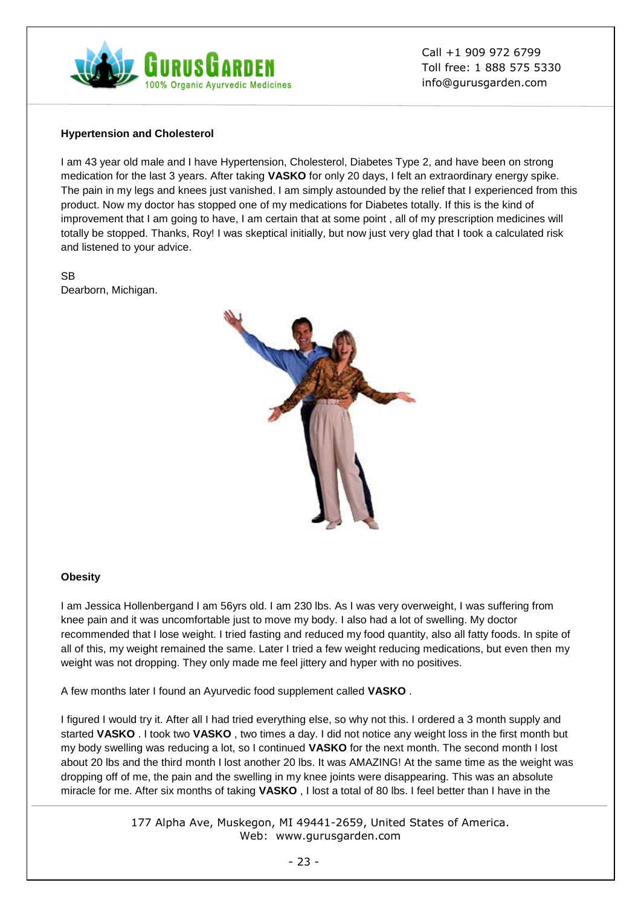### Hypertension and Cholesterol

I am 43 year old male and I have Hypertension, Cholesterol, Diabetes Type 2, and have been on strong medication for the last 3 years. After taking **VASKO** for only 20 days, I felt an extraordinary energy spike. The pain in my legs and knees just vanished. I am simply astounded by the relief that I experienced from this product. Now my doctor has stopped one of my medications for Diabetes totally. If this is the kind of improvement that I am going to have, I am certain that at some point , all of my prescription medicines will totally be stopped. Thanks, Roy! I was skeptical initially, but now just very glad that I took a calculated risk and listened to your advice.

SB
Dearborn, Michigan.

### Obesity

I am Jessica Hollenbergand I am 56yrs old. I am 230 lbs. As I was very overweight, I was suffering from knee pain and it was uncomfortable just to move my body. I also had a lot of swelling. My doctor recommended that I lose weight. I tried fasting and reduced my food quantity, also all fatty foods. In spite of all of this, my weight remained the same. Later I tried a few weight reducing medications, but even then my weight was not dropping. They only made me feel jittery and hyper with no positives.

A few months later I found an Ayurvedic food supplement called **VASKO** .

I figured I would try it. After all I had tried everything else, so why not this. I ordered a 3 month supply and started **VASKO** . I took two **VASKO** , two times a day. I did not notice any weight loss in the first month but my body swelling was reducing a lot, so I continued **VASKO** for the next month. The second month I lost about 20 lbs and the third month I lost another 20 lbs. It was AMAZING! At the same time as the weight was dropping off of me, the pain and the swelling in my knee joints were disappearing. This was an absolute miracle for me. After six months of taking **VASKO** , I lost a total of 80 lbs. I feel better than I have in the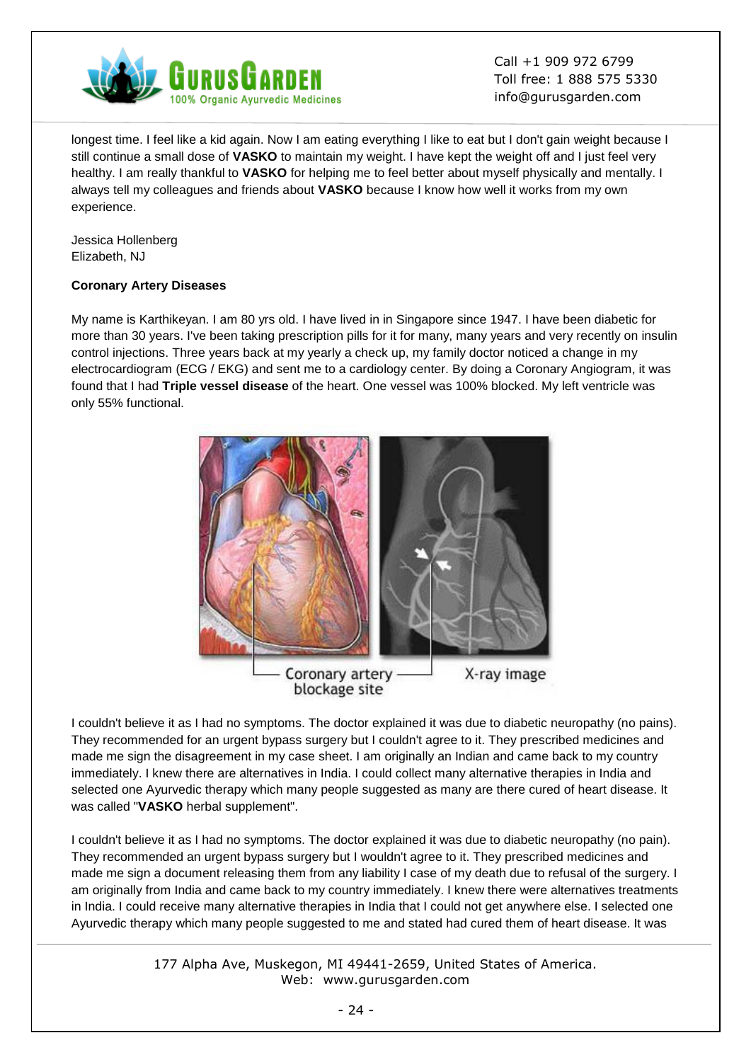longest time. I feel like a kid again. Now I am eating everything I like to eat but I don't gain weight because I still continue a small dose of **VASKO** to maintain my weight. I have kept the weight off and I just feel very healthy. I am really thankful to **VASKO** for helping me to feel better about myself physically and mentally. I always tell my colleagues and friends about **VASKO** because I know how well it works from my own experience.

Jessica Hollenberg
Elizabeth, NJ

**Coronary Artery Diseases**

My name is Karthikeyan. I am 80 yrs old. I have lived in in Singapore since 1947. I have been diabetic for more than 30 years. I've been taking prescription pills for it for many, many years and very recently on insulin control injections. Three years back at my yearly a check up, my family doctor noticed a change in my electrocardiogram (ECG / EKG) and sent me to a cardiology center. By doing a Coronary Angiogram, it was found that I had **Triple vessel disease** of the heart. One vessel was 100% blocked. My left ventricle was only 55% functional.

Coronary artery blockage site

X-ray image

I couldn't believe it as I had no symptoms. The doctor explained it was due to diabetic neuropathy (no pains). They recommended for an urgent bypass surgery but I couldn't agree to it. They prescribed medicines and made me sign the disagreement in my case sheet. I am originally an Indian and came back to my country immediately. I knew there are alternatives in India. I could collect many alternative therapies in India and selected one Ayurvedic therapy which many people suggested as many are there cured of heart disease. It was called "**VASKO** herbal supplement".

I couldn't believe it as I had no symptoms. The doctor explained it was due to diabetic neuropathy (no pain). They recommended an urgent bypass surgery but I wouldn't agree to it. They prescribed medicines and made me sign a document releasing them from any liability I case of my death due to refusal of the surgery. I am originally from India and came back to my country immediately. I knew there were alternatives treatments in India. I could receive many alternative therapies in India that I could not get anywhere else. I selected one Ayurvedic therapy which many people suggested to me and stated had cured them of heart disease. It was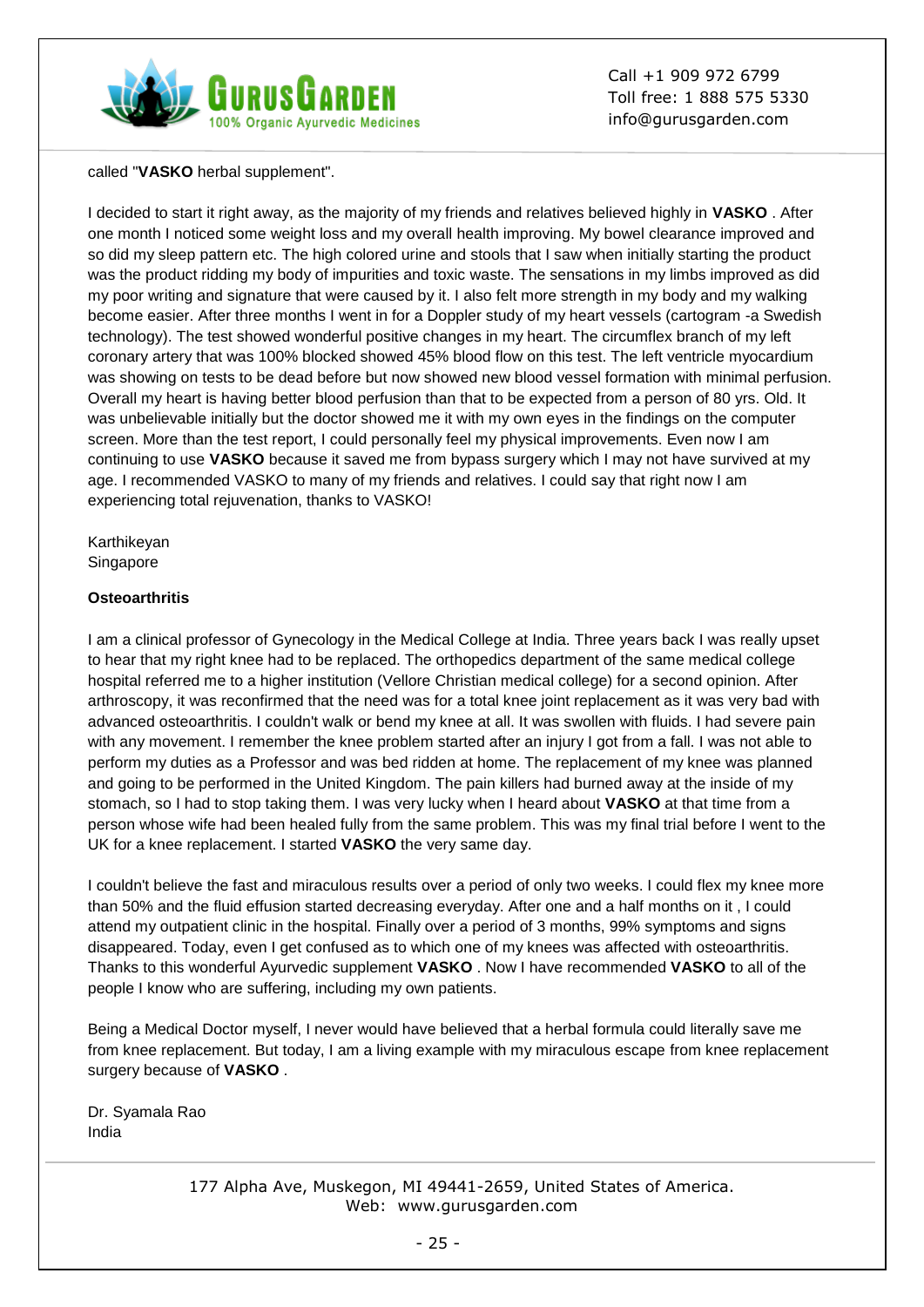called "**VASKO** herbal supplement".

I decided to start it right away, as the majority of my friends and relatives believed highly in **VASKO** . After one month I noticed some weight loss and my overall health improving. My bowel clearance improved and so did my sleep pattern etc. The high colored urine and stools that I saw when initially starting the product was the product ridding my body of impurities and toxic waste. The sensations in my limbs improved as did my poor writing and signature that were caused by it. I also felt more strength in my body and my walking become easier. After three months I went in for a Doppler study of my heart vessels (cartogram -a Swedish technology). The test showed wonderful positive changes in my heart. The circumflex branch of my left coronary artery that was 100% blocked showed 45% blood flow on this test. The left ventricle myocardium was showing on tests to be dead before but now showed new blood vessel formation with minimal perfusion. Overall my heart is having better blood perfusion than that to be expected from a person of 80 yrs. Old. It was unbelievable initially but the doctor showed me it with my own eyes in the findings on the computer screen. More than the test report, I could personally feel my physical improvements. Even now I am continuing to use **VASKO** because it saved me from bypass surgery which I may not have survived at my age. I recommended VASKO to many of my friends and relatives. I could say that right now I am experiencing total rejuvenation, thanks to VASKO!

Karthikeyan
Singapore

**Osteoarthritis**

I am a clinical professor of Gynecology in the Medical College at India. Three years back I was really upset to hear that my right knee had to be replaced. The orthopedics department of the same medical college hospital referred me to a higher institution (Vellore Christian medical college) for a second opinion. After arthroscopy, it was reconfirmed that the need was for a total knee joint replacement as it was very bad with advanced osteoarthritis. I couldn't walk or bend my knee at all. It was swollen with fluids. I had severe pain with any movement. I remember the knee problem started after an injury I got from a fall. I was not able to perform my duties as a Professor and was bed ridden at home. The replacement of my knee was planned and going to be performed in the United Kingdom. The pain killers had burned away at the inside of my stomach, so I had to stop taking them. I was very lucky when I heard about **VASKO** at that time from a person whose wife had been healed fully from the same problem. This was my final trial before I went to the UK for a knee replacement. I started **VASKO** the very same day.

I couldn't believe the fast and miraculous results over a period of only two weeks. I could flex my knee more than 50% and the fluid effusion started decreasing everyday. After one and a half months on it , I could attend my outpatient clinic in the hospital. Finally over a period of 3 months, 99% symptoms and signs disappeared. Today, even I get confused as to which one of my knees was affected with osteoarthritis. Thanks to this wonderful Ayurvedic supplement **VASKO** . Now I have recommended **VASKO** to all of the people I know who are suffering, including my own patients.

Being a Medical Doctor myself, I never would have believed that a herbal formula could literally save me from knee replacement. But today, I am a living example with my miraculous escape from knee replacement surgery because of **VASKO** .

Dr. Syamala Rao
India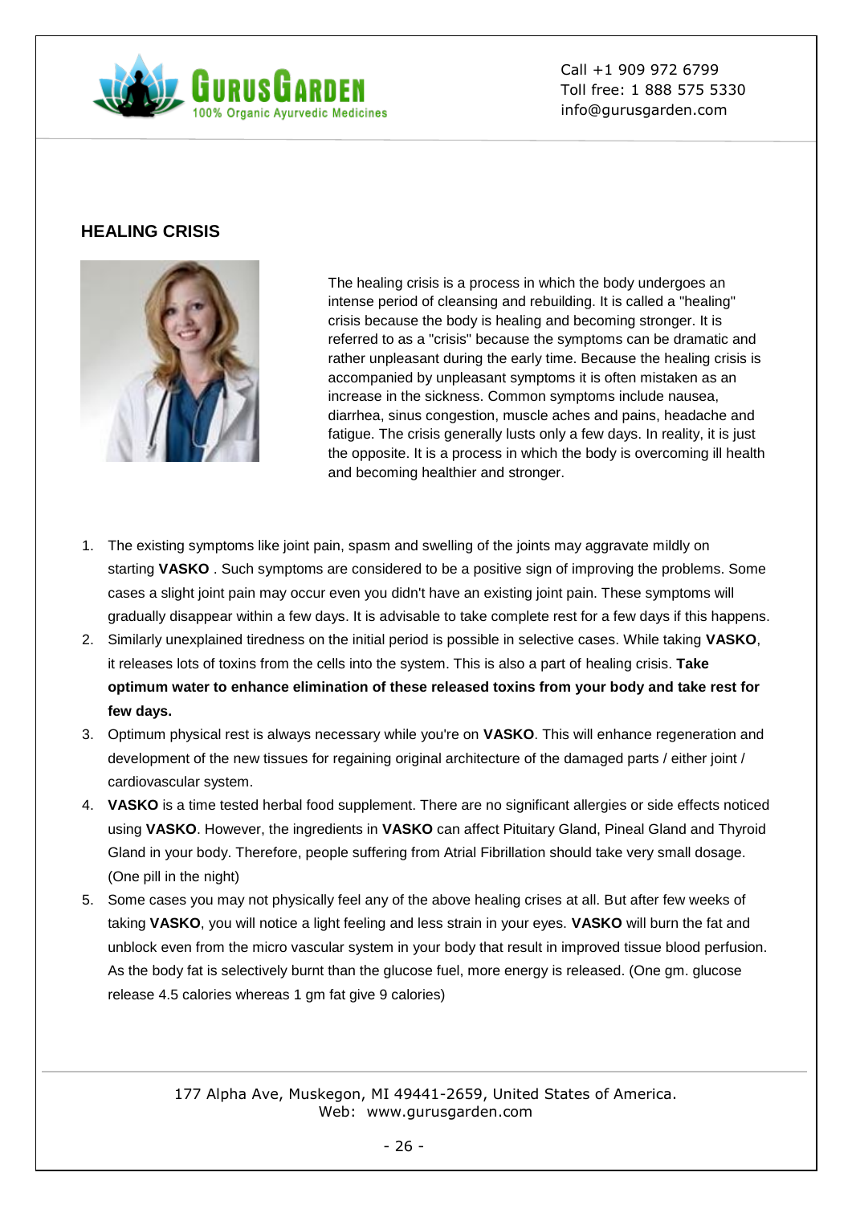## HEALING CRISIS

The healing crisis is a process in which the body undergoes an intense period of cleansing and rebuilding. It is called a "healing" crisis because the body is healing and becoming stronger. It is referred to as a "crisis" because the symptoms can be dramatic and rather unpleasant during the early time. Because the healing crisis is accompanied by unpleasant symptoms it is often mistaken as an increase in the sickness. Common symptoms include nausea, diarrhea, sinus congestion, muscle aches and pains, headache and fatigue. The crisis generally lusts only a few days. In reality, it is just the opposite. It is a process in which the body is overcoming ill health and becoming healthier and stronger.

1. The existing symptoms like joint pain, spasm and swelling of the joints may aggravate mildly on starting **VASKO** . Such symptoms are considered to be a positive sign of improving the problems. Some cases a slight joint pain may occur even you didn't have an existing joint pain. These symptoms will gradually disappear within a few days. It is advisable to take complete rest for a few days if this happens.
2. Similarly unexplained tiredness on the initial period is possible in selective cases. While taking **VASKO**, it releases lots of toxins from the cells into the system. This is also a part of healing crisis. **Take optimum water to enhance elimination of these released toxins from your body and take rest for few days.**
3. Optimum physical rest is always necessary while you're on **VASKO**. This will enhance regeneration and development of the new tissues for regaining original architecture of the damaged parts / either joint / cardiovascular system.
4. **VASKO** is a time tested herbal food supplement. There are no significant allergies or side effects noticed using **VASKO**. However, the ingredients in **VASKO** can affect Pituitary Gland, Pineal Gland and Thyroid Gland in your body. Therefore, people suffering from Atrial Fibrillation should take very small dosage. (One pill in the night)
5. Some cases you may not physically feel any of the above healing crises at all. But after few weeks of taking **VASKO**, you will notice a light feeling and less strain in your eyes. **VASKO** will burn the fat and unblock even from the micro vascular system in your body that result in improved tissue blood perfusion. As the body fat is selectively burnt than the glucose fuel, more energy is released. (One gm. glucose release 4.5 calories whereas 1 gm fat give 9 calories)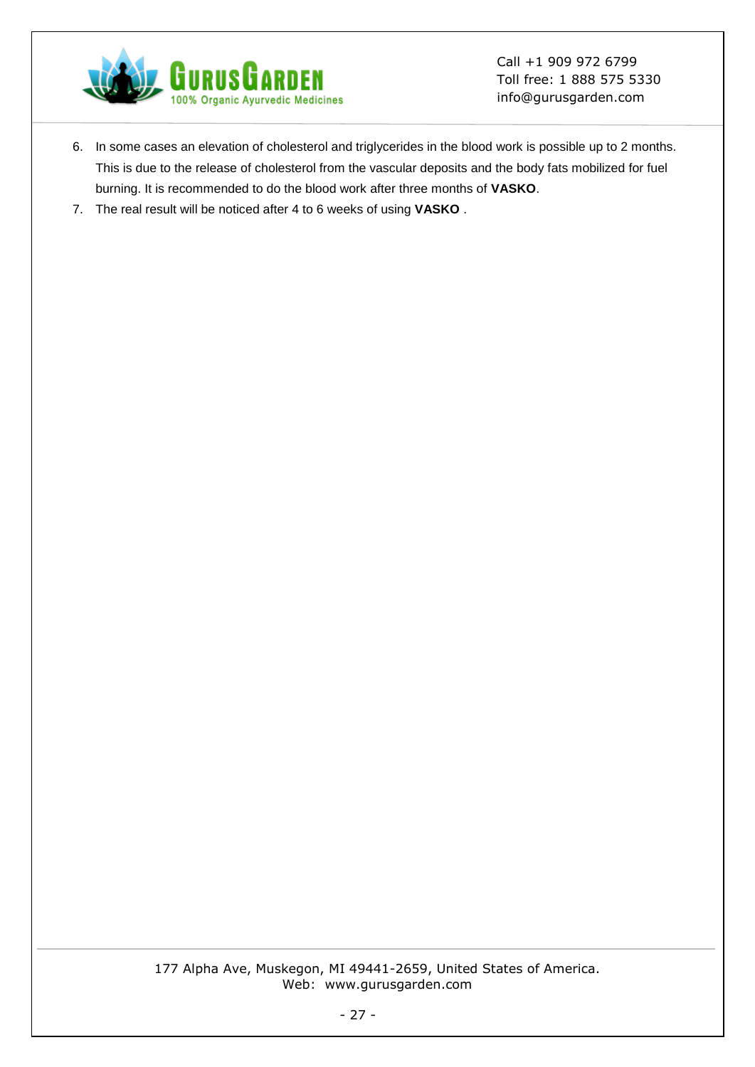6. In some cases an elevation of cholesterol and triglycerides in the blood work is possible up to 2 months. This is due to the release of cholesterol from the vascular deposits and the body fats mobilized for fuel burning. It is recommended to do the blood work after three months of **VASKO**.
7. The real result will be noticed after 4 to 6 weeks of using **VASKO** .